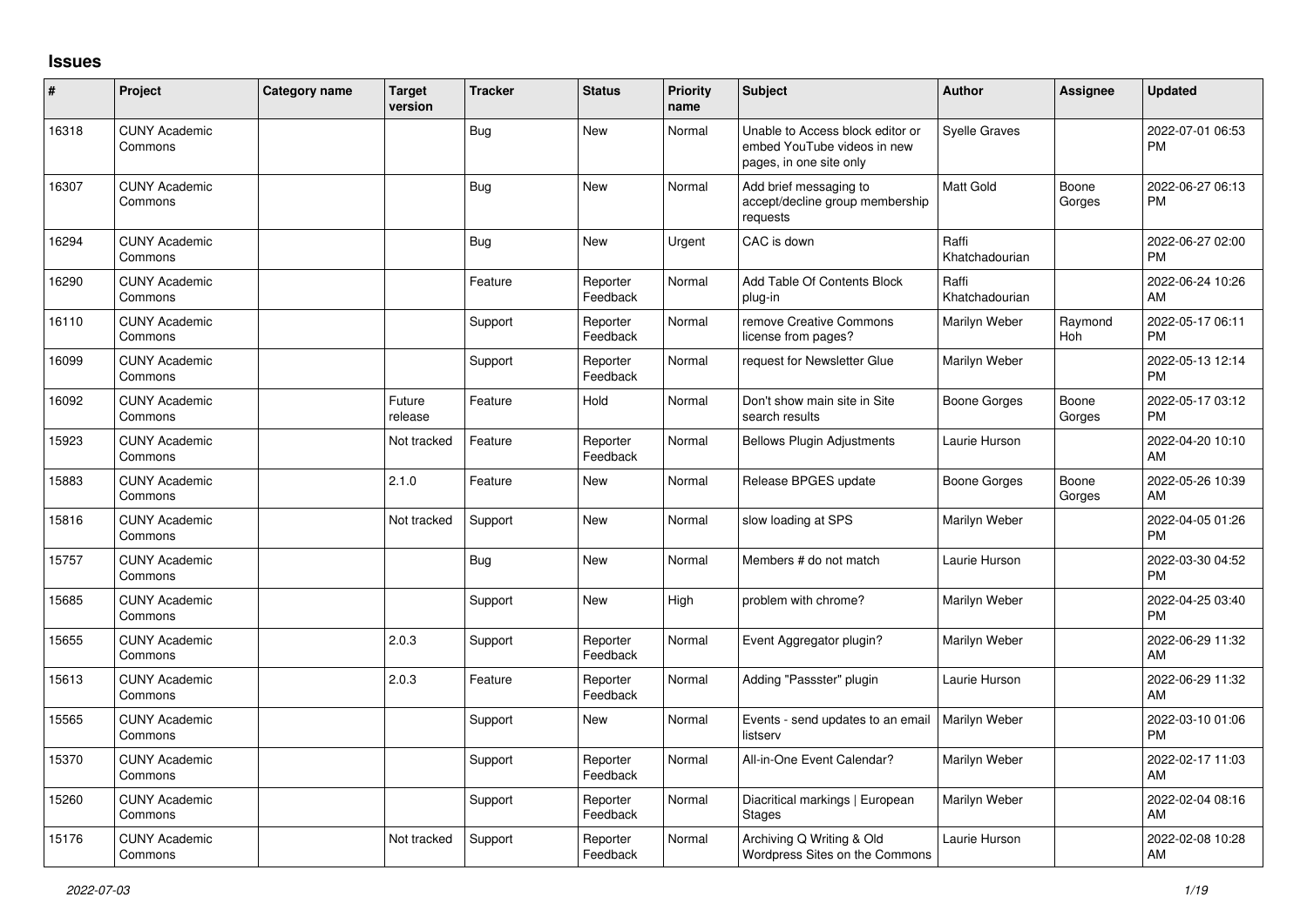# Issues

| # | Project | Category name | Target version | Tracker | Status | Priority name | Subject | Author | Assignee | Updated |
|---|---|---|---|---|---|---|---|---|---|---|
| 16318 | CUNY Academic Commons | | | Bug | New | Normal | Unable to Access block editor or embed YouTube videos in new pages, in one site only | Syelle Graves | | 2022-07-01 06:53 PM |
| 16307 | CUNY Academic Commons | | | Bug | New | Normal | Add brief messaging to accept/decline group membership requests | Matt Gold | Boone Gorges | 2022-06-27 06:13 PM |
| 16294 | CUNY Academic Commons | | | Bug | New | Urgent | CAC is down | Raffi Khatchadourian | | 2022-06-27 02:00 PM |
| 16290 | CUNY Academic Commons | | | Feature | Reporter Feedback | Normal | Add Table Of Contents Block plug-in | Raffi Khatchadourian | | 2022-06-24 10:26 AM |
| 16110 | CUNY Academic Commons | | | Support | Reporter Feedback | Normal | remove Creative Commons license from pages? | Marilyn Weber | Raymond Hoh | 2022-05-17 06:11 PM |
| 16099 | CUNY Academic Commons | | | Support | Reporter Feedback | Normal | request for Newsletter Glue | Marilyn Weber | | 2022-05-13 12:14 PM |
| 16092 | CUNY Academic Commons | | Future release | Feature | Hold | Normal | Don't show main site in Site search results | Boone Gorges | Boone Gorges | 2022-05-17 03:12 PM |
| 15923 | CUNY Academic Commons | | Not tracked | Feature | Reporter Feedback | Normal | Bellows Plugin Adjustments | Laurie Hurson | | 2022-04-20 10:10 AM |
| 15883 | CUNY Academic Commons | | 2.1.0 | Feature | New | Normal | Release BPGES update | Boone Gorges | Boone Gorges | 2022-05-26 10:39 AM |
| 15816 | CUNY Academic Commons | | Not tracked | Support | New | Normal | slow loading at SPS | Marilyn Weber | | 2022-04-05 01:26 PM |
| 15757 | CUNY Academic Commons | | | Bug | New | Normal | Members # do not match | Laurie Hurson | | 2022-03-30 04:52 PM |
| 15685 | CUNY Academic Commons | | | Support | New | High | problem with chrome? | Marilyn Weber | | 2022-04-25 03:40 PM |
| 15655 | CUNY Academic Commons | | 2.0.3 | Support | Reporter Feedback | Normal | Event Aggregator plugin? | Marilyn Weber | | 2022-06-29 11:32 AM |
| 15613 | CUNY Academic Commons | | 2.0.3 | Feature | Reporter Feedback | Normal | Adding "Passster" plugin | Laurie Hurson | | 2022-06-29 11:32 AM |
| 15565 | CUNY Academic Commons | | | Support | New | Normal | Events - send updates to an email listserv | Marilyn Weber | | 2022-03-10 01:06 PM |
| 15370 | CUNY Academic Commons | | | Support | Reporter Feedback | Normal | All-in-One Event Calendar? | Marilyn Weber | | 2022-02-17 11:03 AM |
| 15260 | CUNY Academic Commons | | | Support | Reporter Feedback | Normal | Diacritical markings \| European Stages | Marilyn Weber | | 2022-02-04 08:16 AM |
| 15176 | CUNY Academic Commons | | Not tracked | Support | Reporter Feedback | Normal | Archiving Q Writing & Old Wordpress Sites on the Commons | Laurie Hurson | | 2022-02-08 10:28 AM |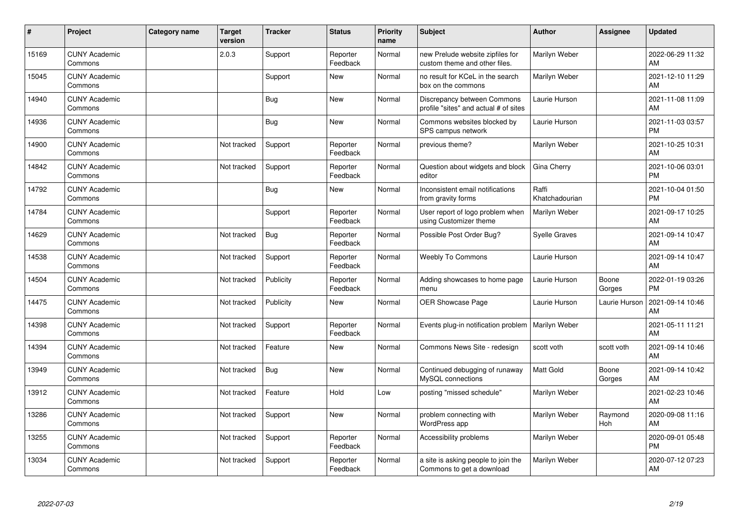| # | Project | Category name | Target version | Tracker | Status | Priority name | Subject | Author | Assignee | Updated |
|---|---|---|---|---|---|---|---|---|---|---|
| 15169 | CUNY Academic Commons | | 2.0.3 | Support | Reporter Feedback | Normal | new Prelude website zipfiles for custom theme and other files. | Marilyn Weber | | 2022-06-29 11:32 AM |
| 15045 | CUNY Academic Commons | | | Support | New | Normal | no result for KCeL in the search box on the commons | Marilyn Weber | | 2021-12-10 11:29 AM |
| 14940 | CUNY Academic Commons | | | Bug | New | Normal | Discrepancy between Commons profile "sites" and actual # of sites | Laurie Hurson | | 2021-11-08 11:09 AM |
| 14936 | CUNY Academic Commons | | | Bug | New | Normal | Commons websites blocked by SPS campus network | Laurie Hurson | | 2021-11-03 03:57 PM |
| 14900 | CUNY Academic Commons | | Not tracked | Support | Reporter Feedback | Normal | previous theme? | Marilyn Weber | | 2021-10-25 10:31 AM |
| 14842 | CUNY Academic Commons | | Not tracked | Support | Reporter Feedback | Normal | Question about widgets and block editor | Gina Cherry | | 2021-10-06 03:01 PM |
| 14792 | CUNY Academic Commons | | | Bug | New | Normal | Inconsistent email notifications from gravity forms | Raffi Khatchadourian | | 2021-10-04 01:50 PM |
| 14784 | CUNY Academic Commons | | | Support | Reporter Feedback | Normal | User report of logo problem when using Customizer theme | Marilyn Weber | | 2021-09-17 10:25 AM |
| 14629 | CUNY Academic Commons | | Not tracked | Bug | Reporter Feedback | Normal | Possible Post Order Bug? | Syelle Graves | | 2021-09-14 10:47 AM |
| 14538 | CUNY Academic Commons | | Not tracked | Support | Reporter Feedback | Normal | Weebly To Commons | Laurie Hurson | | 2021-09-14 10:47 AM |
| 14504 | CUNY Academic Commons | | Not tracked | Publicity | Reporter Feedback | Normal | Adding showcases to home page menu | Laurie Hurson | Boone Gorges | 2022-01-19 03:26 PM |
| 14475 | CUNY Academic Commons | | Not tracked | Publicity | New | Normal | OER Showcase Page | Laurie Hurson | Laurie Hurson | 2021-09-14 10:46 AM |
| 14398 | CUNY Academic Commons | | Not tracked | Support | Reporter Feedback | Normal | Events plug-in notification problem | Marilyn Weber | | 2021-05-11 11:21 AM |
| 14394 | CUNY Academic Commons | | Not tracked | Feature | New | Normal | Commons News Site - redesign | scott voth | scott voth | 2021-09-14 10:46 AM |
| 13949 | CUNY Academic Commons | | Not tracked | Bug | New | Normal | Continued debugging of runaway MySQL connections | Matt Gold | Boone Gorges | 2021-09-14 10:42 AM |
| 13912 | CUNY Academic Commons | | Not tracked | Feature | Hold | Low | posting "missed schedule" | Marilyn Weber | | 2021-02-23 10:46 AM |
| 13286 | CUNY Academic Commons | | Not tracked | Support | New | Normal | problem connecting with WordPress app | Marilyn Weber | Raymond Hoh | 2020-09-08 11:16 AM |
| 13255 | CUNY Academic Commons | | Not tracked | Support | Reporter Feedback | Normal | Accessibility problems | Marilyn Weber | | 2020-09-01 05:48 PM |
| 13034 | CUNY Academic Commons | | Not tracked | Support | Reporter Feedback | Normal | a site is asking people to join the Commons to get a download | Marilyn Weber | | 2020-07-12 07:23 AM |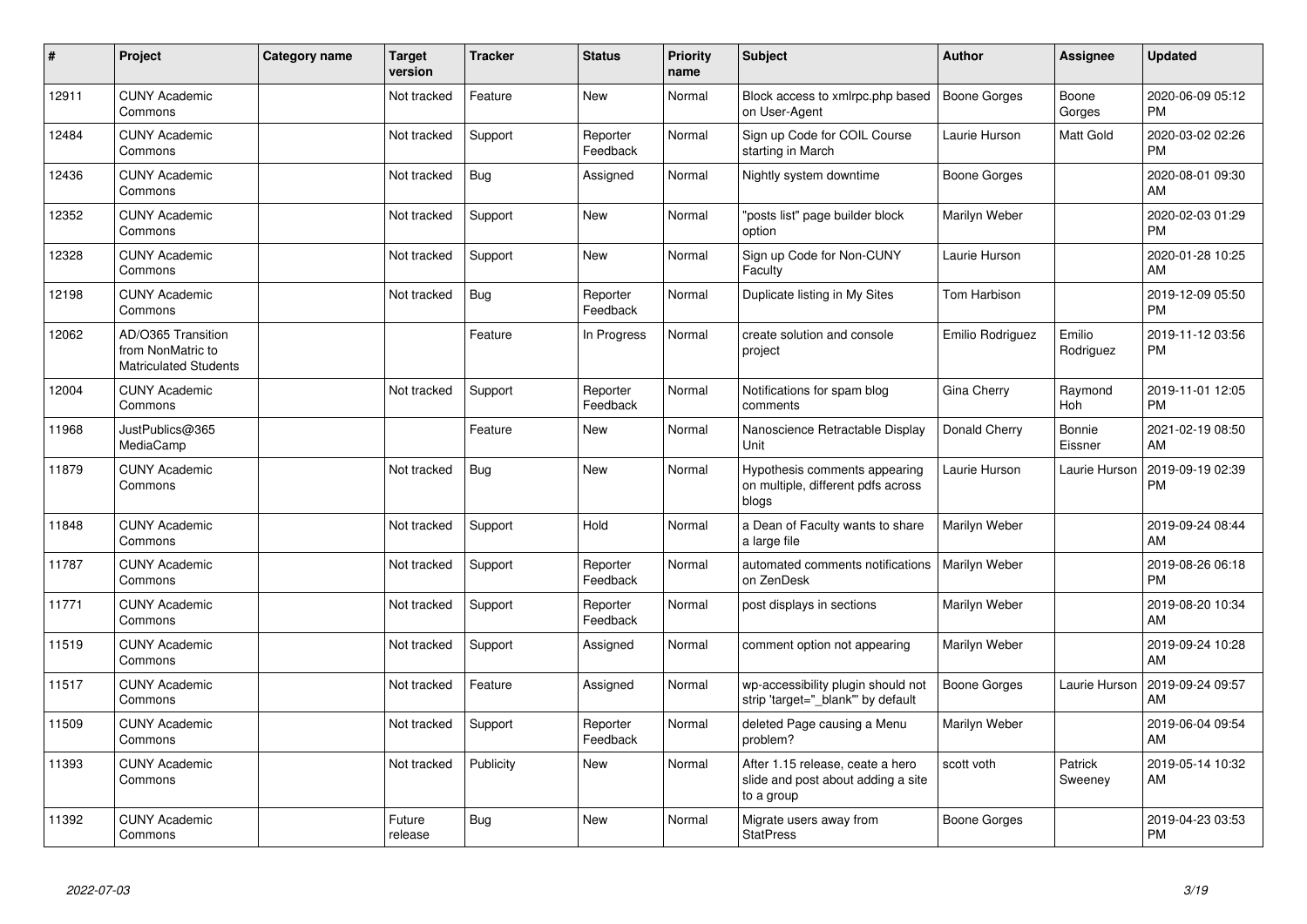| # | Project | Category name | Target version | Tracker | Status | Priority name | Subject | Author | Assignee | Updated |
|---|---|---|---|---|---|---|---|---|---|---|
| 12911 | CUNY Academic Commons | | Not tracked | Feature | New | Normal | Block access to xmlrpc.php based on User-Agent | Boone Gorges | Boone Gorges | 2020-06-09 05:12 PM |
| 12484 | CUNY Academic Commons | | Not tracked | Support | Reporter Feedback | Normal | Sign up Code for COIL Course starting in March | Laurie Hurson | Matt Gold | 2020-03-02 02:26 PM |
| 12436 | CUNY Academic Commons | | Not tracked | Bug | Assigned | Normal | Nightly system downtime | Boone Gorges | | 2020-08-01 09:30 AM |
| 12352 | CUNY Academic Commons | | Not tracked | Support | New | Normal | "posts list" page builder block option | Marilyn Weber | | 2020-02-03 01:29 PM |
| 12328 | CUNY Academic Commons | | Not tracked | Support | New | Normal | Sign up Code for Non-CUNY Faculty | Laurie Hurson | | 2020-01-28 10:25 AM |
| 12198 | CUNY Academic Commons | | Not tracked | Bug | Reporter Feedback | Normal | Duplicate listing in My Sites | Tom Harbison | | 2019-12-09 05:50 PM |
| 12062 | AD/O365 Transition from NonMatric to Matriculated Students | | | Feature | In Progress | Normal | create solution and console project | Emilio Rodriguez | Emilio Rodriguez | 2019-11-12 03:56 PM |
| 12004 | CUNY Academic Commons | | Not tracked | Support | Reporter Feedback | Normal | Notifications for spam blog comments | Gina Cherry | Raymond Hoh | 2019-11-01 12:05 PM |
| 11968 | JustPublics@365 MediaCamp | | | Feature | New | Normal | Nanoscience Retractable Display Unit | Donald Cherry | Bonnie Eissner | 2021-02-19 08:50 AM |
| 11879 | CUNY Academic Commons | | Not tracked | Bug | New | Normal | Hypothesis comments appearing on multiple, different pdfs across blogs | Laurie Hurson | Laurie Hurson | 2019-09-19 02:39 PM |
| 11848 | CUNY Academic Commons | | Not tracked | Support | Hold | Normal | a Dean of Faculty wants to share a large file | Marilyn Weber | | 2019-09-24 08:44 AM |
| 11787 | CUNY Academic Commons | | Not tracked | Support | Reporter Feedback | Normal | automated comments notifications on ZenDesk | Marilyn Weber | | 2019-08-26 06:18 PM |
| 11771 | CUNY Academic Commons | | Not tracked | Support | Reporter Feedback | Normal | post displays in sections | Marilyn Weber | | 2019-08-20 10:34 AM |
| 11519 | CUNY Academic Commons | | Not tracked | Support | Assigned | Normal | comment option not appearing | Marilyn Weber | | 2019-09-24 10:28 AM |
| 11517 | CUNY Academic Commons | | Not tracked | Feature | Assigned | Normal | wp-accessibility plugin should not strip 'target="_blank"' by default | Boone Gorges | Laurie Hurson | 2019-09-24 09:57 AM |
| 11509 | CUNY Academic Commons | | Not tracked | Support | Reporter Feedback | Normal | deleted Page causing a Menu problem? | Marilyn Weber | | 2019-06-04 09:54 AM |
| 11393 | CUNY Academic Commons | | Not tracked | Publicity | New | Normal | After 1.15 release, ceate a hero slide and post about adding a site to a group | scott voth | Patrick Sweeney | 2019-05-14 10:32 AM |
| 11392 | CUNY Academic Commons | | Future release | Bug | New | Normal | Migrate users away from StatPress | Boone Gorges | | 2019-04-23 03:53 PM |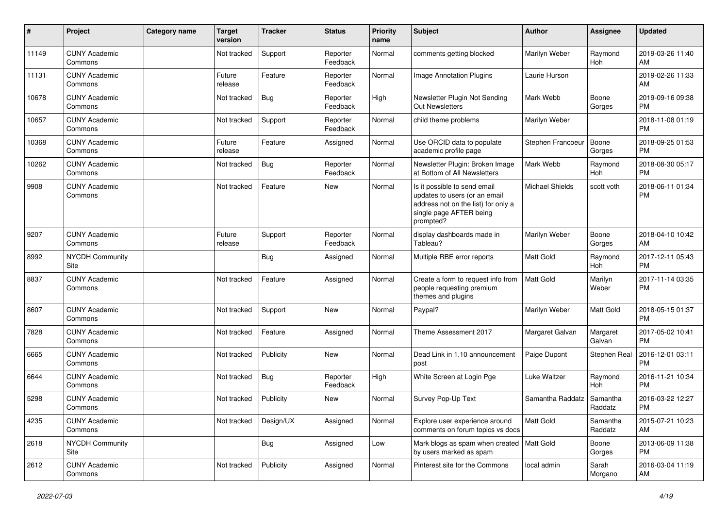| # | Project | Category name | Target version | Tracker | Status | Priority name | Subject | Author | Assignee | Updated |
|---|---|---|---|---|---|---|---|---|---|---|
| 11149 | CUNY Academic Commons | | Not tracked | Support | Reporter Feedback | Normal | comments getting blocked | Marilyn Weber | Raymond Hoh | 2019-03-26 11:40 AM |
| 11131 | CUNY Academic Commons | | Future release | Feature | Reporter Feedback | Normal | Image Annotation Plugins | Laurie Hurson | | 2019-02-26 11:33 AM |
| 10678 | CUNY Academic Commons | | Not tracked | Bug | Reporter Feedback | High | Newsletter Plugin Not Sending Out Newsletters | Mark Webb | Boone Gorges | 2019-09-16 09:38 PM |
| 10657 | CUNY Academic Commons | | Not tracked | Support | Reporter Feedback | Normal | child theme problems | Marilyn Weber | | 2018-11-08 01:19 PM |
| 10368 | CUNY Academic Commons | | Future release | Feature | Assigned | Normal | Use ORCID data to populate academic profile page | Stephen Francoeur | Boone Gorges | 2018-09-25 01:53 PM |
| 10262 | CUNY Academic Commons | | Not tracked | Bug | Reporter Feedback | Normal | Newsletter Plugin: Broken Image at Bottom of All Newsletters | Mark Webb | Raymond Hoh | 2018-08-30 05:17 PM |
| 9908 | CUNY Academic Commons | | Not tracked | Feature | New | Normal | Is it possible to send email updates to users (or an email address not on the list) for only a single page AFTER being prompted? | Michael Shields | scott voth | 2018-06-11 01:34 PM |
| 9207 | CUNY Academic Commons | | Future release | Support | Reporter Feedback | Normal | display dashboards made in Tableau? | Marilyn Weber | Boone Gorges | 2018-04-10 10:42 AM |
| 8992 | NYCDH Community Site | | | Bug | Assigned | Normal | Multiple RBE error reports | Matt Gold | Raymond Hoh | 2017-12-11 05:43 PM |
| 8837 | CUNY Academic Commons | | Not tracked | Feature | Assigned | Normal | Create a form to request info from people requesting premium themes and plugins | Matt Gold | Marilyn Weber | 2017-11-14 03:35 PM |
| 8607 | CUNY Academic Commons | | Not tracked | Support | New | Normal | Paypal? | Marilyn Weber | Matt Gold | 2018-05-15 01:37 PM |
| 7828 | CUNY Academic Commons | | Not tracked | Feature | Assigned | Normal | Theme Assessment 2017 | Margaret Galvan | Margaret Galvan | 2017-05-02 10:41 PM |
| 6665 | CUNY Academic Commons | | Not tracked | Publicity | New | Normal | Dead Link in 1.10 announcement post | Paige Dupont | Stephen Real | 2016-12-01 03:11 PM |
| 6644 | CUNY Academic Commons | | Not tracked | Bug | Reporter Feedback | High | White Screen at Login Pge | Luke Waltzer | Raymond Hoh | 2016-11-21 10:34 PM |
| 5298 | CUNY Academic Commons | | Not tracked | Publicity | New | Normal | Survey Pop-Up Text | Samantha Raddatz | Samantha Raddatz | 2016-03-22 12:27 PM |
| 4235 | CUNY Academic Commons | | Not tracked | Design/UX | Assigned | Normal | Explore user experience around comments on forum topics vs docs | Matt Gold | Samantha Raddatz | 2015-07-21 10:23 AM |
| 2618 | NYCDH Community Site | | | Bug | Assigned | Low | Mark blogs as spam when created by users marked as spam | Matt Gold | Boone Gorges | 2013-06-09 11:38 PM |
| 2612 | CUNY Academic Commons | | Not tracked | Publicity | Assigned | Normal | Pinterest site for the Commons | local admin | Sarah Morgano | 2016-03-04 11:19 AM |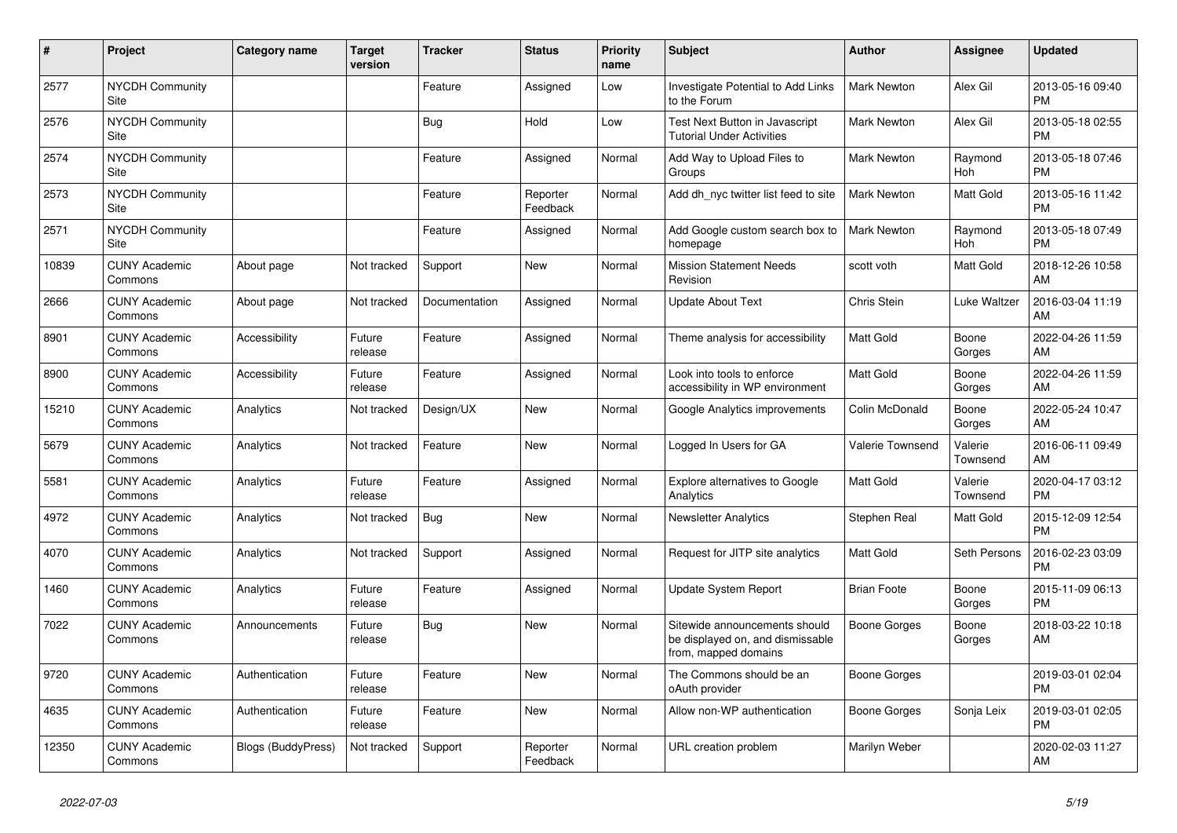| # | Project | Category name | Target version | Tracker | Status | Priority name | Subject | Author | Assignee | Updated |
|---|---|---|---|---|---|---|---|---|---|---|
| 2577 | NYCDH Community Site | | | Feature | Assigned | Low | Investigate Potential to Add Links to the Forum | Mark Newton | Alex Gil | 2013-05-16 09:40 PM |
| 2576 | NYCDH Community Site | | | Bug | Hold | Low | Test Next Button in Javascript Tutorial Under Activities | Mark Newton | Alex Gil | 2013-05-18 02:55 PM |
| 2574 | NYCDH Community Site | | | Feature | Assigned | Normal | Add Way to Upload Files to Groups | Mark Newton | Raymond Hoh | 2013-05-18 07:46 PM |
| 2573 | NYCDH Community Site | | | Feature | Reporter Feedback | Normal | Add dh_nyc twitter list feed to site | Mark Newton | Matt Gold | 2013-05-16 11:42 PM |
| 2571 | NYCDH Community Site | | | Feature | Assigned | Normal | Add Google custom search box to homepage | Mark Newton | Raymond Hoh | 2013-05-18 07:49 PM |
| 10839 | CUNY Academic Commons | About page | Not tracked | Support | New | Normal | Mission Statement Needs Revision | scott voth | Matt Gold | 2018-12-26 10:58 AM |
| 2666 | CUNY Academic Commons | About page | Not tracked | Documentation | Assigned | Normal | Update About Text | Chris Stein | Luke Waltzer | 2016-03-04 11:19 AM |
| 8901 | CUNY Academic Commons | Accessibility | Future release | Feature | Assigned | Normal | Theme analysis for accessibility | Matt Gold | Boone Gorges | 2022-04-26 11:59 AM |
| 8900 | CUNY Academic Commons | Accessibility | Future release | Feature | Assigned | Normal | Look into tools to enforce accessibility in WP environment | Matt Gold | Boone Gorges | 2022-04-26 11:59 AM |
| 15210 | CUNY Academic Commons | Analytics | Not tracked | Design/UX | New | Normal | Google Analytics improvements | Colin McDonald | Boone Gorges | 2022-05-24 10:47 AM |
| 5679 | CUNY Academic Commons | Analytics | Not tracked | Feature | New | Normal | Logged In Users for GA | Valerie Townsend | Valerie Townsend | 2016-06-11 09:49 AM |
| 5581 | CUNY Academic Commons | Analytics | Future release | Feature | Assigned | Normal | Explore alternatives to Google Analytics | Matt Gold | Valerie Townsend | 2020-04-17 03:12 PM |
| 4972 | CUNY Academic Commons | Analytics | Not tracked | Bug | New | Normal | Newsletter Analytics | Stephen Real | Matt Gold | 2015-12-09 12:54 PM |
| 4070 | CUNY Academic Commons | Analytics | Not tracked | Support | Assigned | Normal | Request for JITP site analytics | Matt Gold | Seth Persons | 2016-02-23 03:09 PM |
| 1460 | CUNY Academic Commons | Analytics | Future release | Feature | Assigned | Normal | Update System Report | Brian Foote | Boone Gorges | 2015-11-09 06:13 PM |
| 7022 | CUNY Academic Commons | Announcements | Future release | Bug | New | Normal | Sitewide announcements should be displayed on, and dismissable from, mapped domains | Boone Gorges | Boone Gorges | 2018-03-22 10:18 AM |
| 9720 | CUNY Academic Commons | Authentication | Future release | Feature | New | Normal | The Commons should be an oAuth provider | Boone Gorges | | 2019-03-01 02:04 PM |
| 4635 | CUNY Academic Commons | Authentication | Future release | Feature | New | Normal | Allow non-WP authentication | Boone Gorges | Sonja Leix | 2019-03-01 02:05 PM |
| 12350 | CUNY Academic Commons | Blogs (BuddyPress) | Not tracked | Support | Reporter Feedback | Normal | URL creation problem | Marilyn Weber | | 2020-02-03 11:27 AM |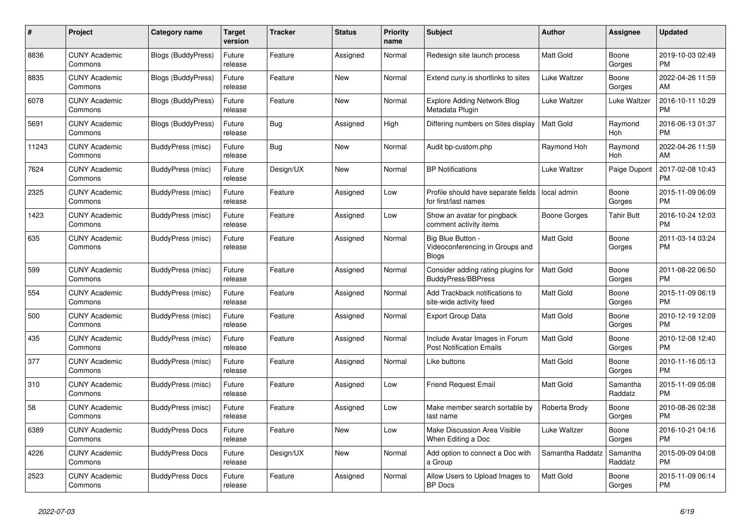| # | Project | Category name | Target version | Tracker | Status | Priority name | Subject | Author | Assignee | Updated |
|---|---|---|---|---|---|---|---|---|---|---|
| 8836 | CUNY Academic Commons | Blogs (BuddyPress) | Future release | Feature | Assigned | Normal | Redesign site launch process | Matt Gold | Boone Gorges | 2019-10-03 02:49 PM |
| 8835 | CUNY Academic Commons | Blogs (BuddyPress) | Future release | Feature | New | Normal | Extend cuny.is shortlinks to sites | Luke Waltzer | Boone Gorges | 2022-04-26 11:59 AM |
| 6078 | CUNY Academic Commons | Blogs (BuddyPress) | Future release | Feature | New | Normal | Explore Adding Network Blog Metadata Plugin | Luke Waltzer | Luke Waltzer | 2016-10-11 10:29 PM |
| 5691 | CUNY Academic Commons | Blogs (BuddyPress) | Future release | Bug | Assigned | High | Differing numbers on Sites display | Matt Gold | Raymond Hoh | 2016-06-13 01:37 PM |
| 11243 | CUNY Academic Commons | BuddyPress (misc) | Future release | Bug | New | Normal | Audit bp-custom.php | Raymond Hoh | Raymond Hoh | 2022-04-26 11:59 AM |
| 7624 | CUNY Academic Commons | BuddyPress (misc) | Future release | Design/UX | New | Normal | BP Notifications | Luke Waltzer | Paige Dupont | 2017-02-08 10:43 PM |
| 2325 | CUNY Academic Commons | BuddyPress (misc) | Future release | Feature | Assigned | Low | Profile should have separate fields for first/last names | local admin | Boone Gorges | 2015-11-09 06:09 PM |
| 1423 | CUNY Academic Commons | BuddyPress (misc) | Future release | Feature | Assigned | Low | Show an avatar for pingback comment activity items | Boone Gorges | Tahir Butt | 2016-10-24 12:03 PM |
| 635 | CUNY Academic Commons | BuddyPress (misc) | Future release | Feature | Assigned | Normal | Big Blue Button - Videoconferencing in Groups and Blogs | Matt Gold | Boone Gorges | 2011-03-14 03:24 PM |
| 599 | CUNY Academic Commons | BuddyPress (misc) | Future release | Feature | Assigned | Normal | Consider adding rating plugins for BuddyPress/BBPress | Matt Gold | Boone Gorges | 2011-08-22 06:50 PM |
| 554 | CUNY Academic Commons | BuddyPress (misc) | Future release | Feature | Assigned | Normal | Add Trackback notifications to site-wide activity feed | Matt Gold | Boone Gorges | 2015-11-09 06:19 PM |
| 500 | CUNY Academic Commons | BuddyPress (misc) | Future release | Feature | Assigned | Normal | Export Group Data | Matt Gold | Boone Gorges | 2010-12-19 12:09 PM |
| 435 | CUNY Academic Commons | BuddyPress (misc) | Future release | Feature | Assigned | Normal | Include Avatar Images in Forum Post Notification Emails | Matt Gold | Boone Gorges | 2010-12-08 12:40 PM |
| 377 | CUNY Academic Commons | BuddyPress (misc) | Future release | Feature | Assigned | Normal | Like buttons | Matt Gold | Boone Gorges | 2010-11-16 05:13 PM |
| 310 | CUNY Academic Commons | BuddyPress (misc) | Future release | Feature | Assigned | Low | Friend Request Email | Matt Gold | Samantha Raddatz | 2015-11-09 05:08 PM |
| 58 | CUNY Academic Commons | BuddyPress (misc) | Future release | Feature | Assigned | Low | Make member search sortable by last name | Roberta Brody | Boone Gorges | 2010-08-26 02:38 PM |
| 6389 | CUNY Academic Commons | BuddyPress Docs | Future release | Feature | New | Low | Make Discussion Area Visible When Editing a Doc | Luke Waltzer | Boone Gorges | 2016-10-21 04:16 PM |
| 4226 | CUNY Academic Commons | BuddyPress Docs | Future release | Design/UX | New | Normal | Add option to connect a Doc with a Group | Samantha Raddatz | Samantha Raddatz | 2015-09-09 04:08 PM |
| 2523 | CUNY Academic Commons | BuddyPress Docs | Future release | Feature | Assigned | Normal | Allow Users to Upload Images to BP Docs | Matt Gold | Boone Gorges | 2015-11-09 06:14 PM |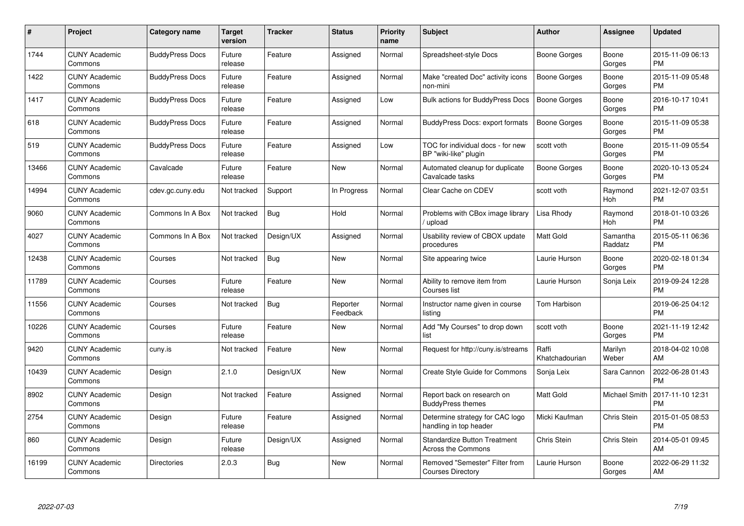| # | Project | Category name | Target version | Tracker | Status | Priority name | Subject | Author | Assignee | Updated |
|---|---|---|---|---|---|---|---|---|---|---|
| 1744 | CUNY Academic Commons | BuddyPress Docs | Future release | Feature | Assigned | Normal | Spreadsheet-style Docs | Boone Gorges | Boone Gorges | 2015-11-09 06:13 PM |
| 1422 | CUNY Academic Commons | BuddyPress Docs | Future release | Feature | Assigned | Normal | Make "created Doc" activity icons non-mini | Boone Gorges | Boone Gorges | 2015-11-09 05:48 PM |
| 1417 | CUNY Academic Commons | BuddyPress Docs | Future release | Feature | Assigned | Low | Bulk actions for BuddyPress Docs | Boone Gorges | Boone Gorges | 2016-10-17 10:41 PM |
| 618 | CUNY Academic Commons | BuddyPress Docs | Future release | Feature | Assigned | Normal | BuddyPress Docs: export formats | Boone Gorges | Boone Gorges | 2015-11-09 05:38 PM |
| 519 | CUNY Academic Commons | BuddyPress Docs | Future release | Feature | Assigned | Low | TOC for individual docs - for new BP "wiki-like" plugin | scott voth | Boone Gorges | 2015-11-09 05:54 PM |
| 13466 | CUNY Academic Commons | Cavalcade | Future release | Feature | New | Normal | Automated cleanup for duplicate Cavalcade tasks | Boone Gorges | Boone Gorges | 2020-10-13 05:24 PM |
| 14994 | CUNY Academic Commons | cdev.gc.cuny.edu | Not tracked | Support | In Progress | Normal | Clear Cache on CDEV | scott voth | Raymond Hoh | 2021-12-07 03:51 PM |
| 9060 | CUNY Academic Commons | Commons In A Box | Not tracked | Bug | Hold | Normal | Problems with CBox image library / upload | Lisa Rhody | Raymond Hoh | 2018-01-10 03:26 PM |
| 4027 | CUNY Academic Commons | Commons In A Box | Not tracked | Design/UX | Assigned | Normal | Usability review of CBOX update procedures | Matt Gold | Samantha Raddatz | 2015-05-11 06:36 PM |
| 12438 | CUNY Academic Commons | Courses | Not tracked | Bug | New | Normal | Site appearing twice | Laurie Hurson | Boone Gorges | 2020-02-18 01:34 PM |
| 11789 | CUNY Academic Commons | Courses | Future release | Feature | New | Normal | Ability to remove item from Courses list | Laurie Hurson | Sonja Leix | 2019-09-24 12:28 PM |
| 11556 | CUNY Academic Commons | Courses | Not tracked | Bug | Reporter Feedback | Normal | Instructor name given in course listing | Tom Harbison | | 2019-06-25 04:12 PM |
| 10226 | CUNY Academic Commons | Courses | Future release | Feature | New | Normal | Add "My Courses" to drop down list | scott voth | Boone Gorges | 2021-11-19 12:42 PM |
| 9420 | CUNY Academic Commons | cuny.is | Not tracked | Feature | New | Normal | Request for http://cuny.is/streams | Raffi Khatchadourian | Marilyn Weber | 2018-04-02 10:08 AM |
| 10439 | CUNY Academic Commons | Design | 2.1.0 | Design/UX | New | Normal | Create Style Guide for Commons | Sonja Leix | Sara Cannon | 2022-06-28 01:43 PM |
| 8902 | CUNY Academic Commons | Design | Not tracked | Feature | Assigned | Normal | Report back on research on BuddyPress themes | Matt Gold | Michael Smith | 2017-11-10 12:31 PM |
| 2754 | CUNY Academic Commons | Design | Future release | Feature | Assigned | Normal | Determine strategy for CAC logo handling in top header | Micki Kaufman | Chris Stein | 2015-01-05 08:53 PM |
| 860 | CUNY Academic Commons | Design | Future release | Design/UX | Assigned | Normal | Standardize Button Treatment Across the Commons | Chris Stein | Chris Stein | 2014-05-01 09:45 AM |
| 16199 | CUNY Academic Commons | Directories | 2.0.3 | Bug | New | Normal | Removed "Semester" Filter from Courses Directory | Laurie Hurson | Boone Gorges | 2022-06-29 11:32 AM |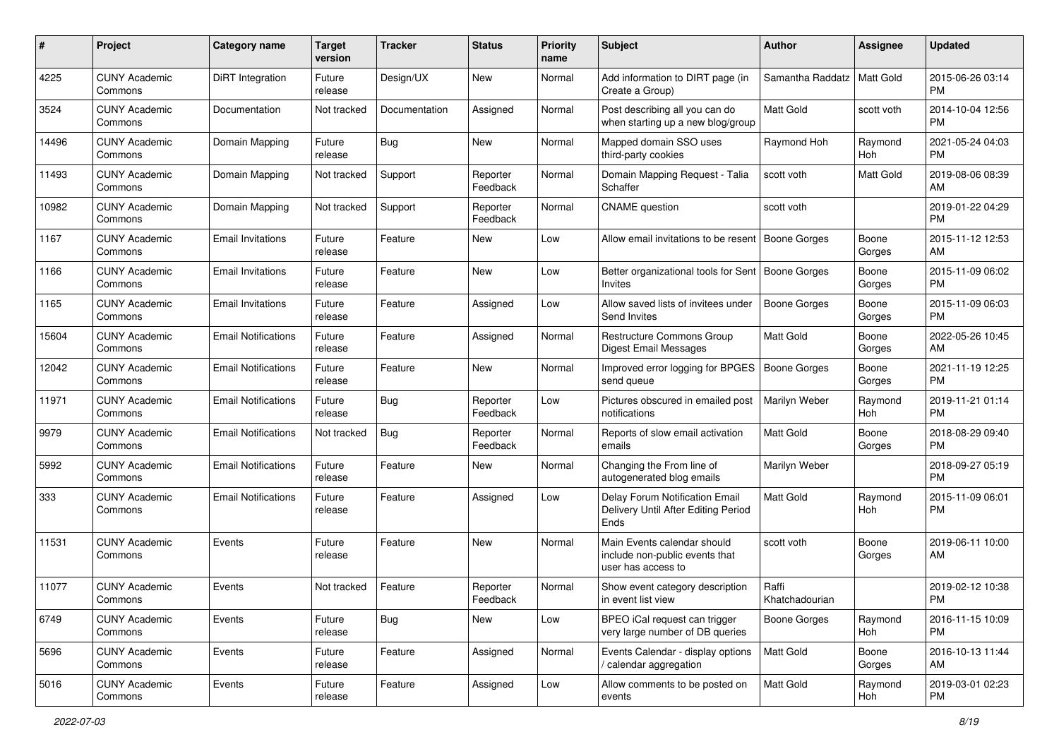| # | Project | Category name | Target version | Tracker | Status | Priority name | Subject | Author | Assignee | Updated |
|---|---|---|---|---|---|---|---|---|---|---|
| 4225 | CUNY Academic Commons | DiRT Integration | Future release | Design/UX | New | Normal | Add information to DIRT page (in Create a Group) | Samantha Raddatz | Matt Gold | 2015-06-26 03:14 PM |
| 3524 | CUNY Academic Commons | Documentation | Not tracked | Documentation | Assigned | Normal | Post describing all you can do when starting up a new blog/group | Matt Gold | scott voth | 2014-10-04 12:56 PM |
| 14496 | CUNY Academic Commons | Domain Mapping | Future release | Bug | New | Normal | Mapped domain SSO uses third-party cookies | Raymond Hoh | Raymond Hoh | 2021-05-24 04:03 PM |
| 11493 | CUNY Academic Commons | Domain Mapping | Not tracked | Support | Reporter Feedback | Normal | Domain Mapping Request - Talia Schaffer | scott voth | Matt Gold | 2019-08-06 08:39 AM |
| 10982 | CUNY Academic Commons | Domain Mapping | Not tracked | Support | Reporter Feedback | Normal | CNAME question | scott voth | | 2019-01-22 04:29 PM |
| 1167 | CUNY Academic Commons | Email Invitations | Future release | Feature | New | Low | Allow email invitations to be resent | Boone Gorges | Boone Gorges | 2015-11-12 12:53 AM |
| 1166 | CUNY Academic Commons | Email Invitations | Future release | Feature | New | Low | Better organizational tools for Sent Invites | Boone Gorges | Boone Gorges | 2015-11-09 06:02 PM |
| 1165 | CUNY Academic Commons | Email Invitations | Future release | Feature | Assigned | Low | Allow saved lists of invitees under Send Invites | Boone Gorges | Boone Gorges | 2015-11-09 06:03 PM |
| 15604 | CUNY Academic Commons | Email Notifications | Future release | Feature | Assigned | Normal | Restructure Commons Group Digest Email Messages | Matt Gold | Boone Gorges | 2022-05-26 10:45 AM |
| 12042 | CUNY Academic Commons | Email Notifications | Future release | Feature | New | Normal | Improved error logging for BPGES send queue | Boone Gorges | Boone Gorges | 2021-11-19 12:25 PM |
| 11971 | CUNY Academic Commons | Email Notifications | Future release | Bug | Reporter Feedback | Low | Pictures obscured in emailed post notifications | Marilyn Weber | Raymond Hoh | 2019-11-21 01:14 PM |
| 9979 | CUNY Academic Commons | Email Notifications | Not tracked | Bug | Reporter Feedback | Normal | Reports of slow email activation emails | Matt Gold | Boone Gorges | 2018-08-29 09:40 PM |
| 5992 | CUNY Academic Commons | Email Notifications | Future release | Feature | New | Normal | Changing the From line of autogenerated blog emails | Marilyn Weber | | 2018-09-27 05:19 PM |
| 333 | CUNY Academic Commons | Email Notifications | Future release | Feature | Assigned | Low | Delay Forum Notification Email Delivery Until After Editing Period Ends | Matt Gold | Raymond Hoh | 2015-11-09 06:01 PM |
| 11531 | CUNY Academic Commons | Events | Future release | Feature | New | Normal | Main Events calendar should include non-public events that user has access to | scott voth | Boone Gorges | 2019-06-11 10:00 AM |
| 11077 | CUNY Academic Commons | Events | Not tracked | Feature | Reporter Feedback | Normal | Show event category description in event list view | Raffi Khatchadourian | | 2019-02-12 10:38 PM |
| 6749 | CUNY Academic Commons | Events | Future release | Bug | New | Low | BPEO iCal request can trigger very large number of DB queries | Boone Gorges | Raymond Hoh | 2016-11-15 10:09 PM |
| 5696 | CUNY Academic Commons | Events | Future release | Feature | Assigned | Normal | Events Calendar - display options / calendar aggregation | Matt Gold | Boone Gorges | 2016-10-13 11:44 AM |
| 5016 | CUNY Academic Commons | Events | Future release | Feature | Assigned | Low | Allow comments to be posted on events | Matt Gold | Raymond Hoh | 2019-03-01 02:23 PM |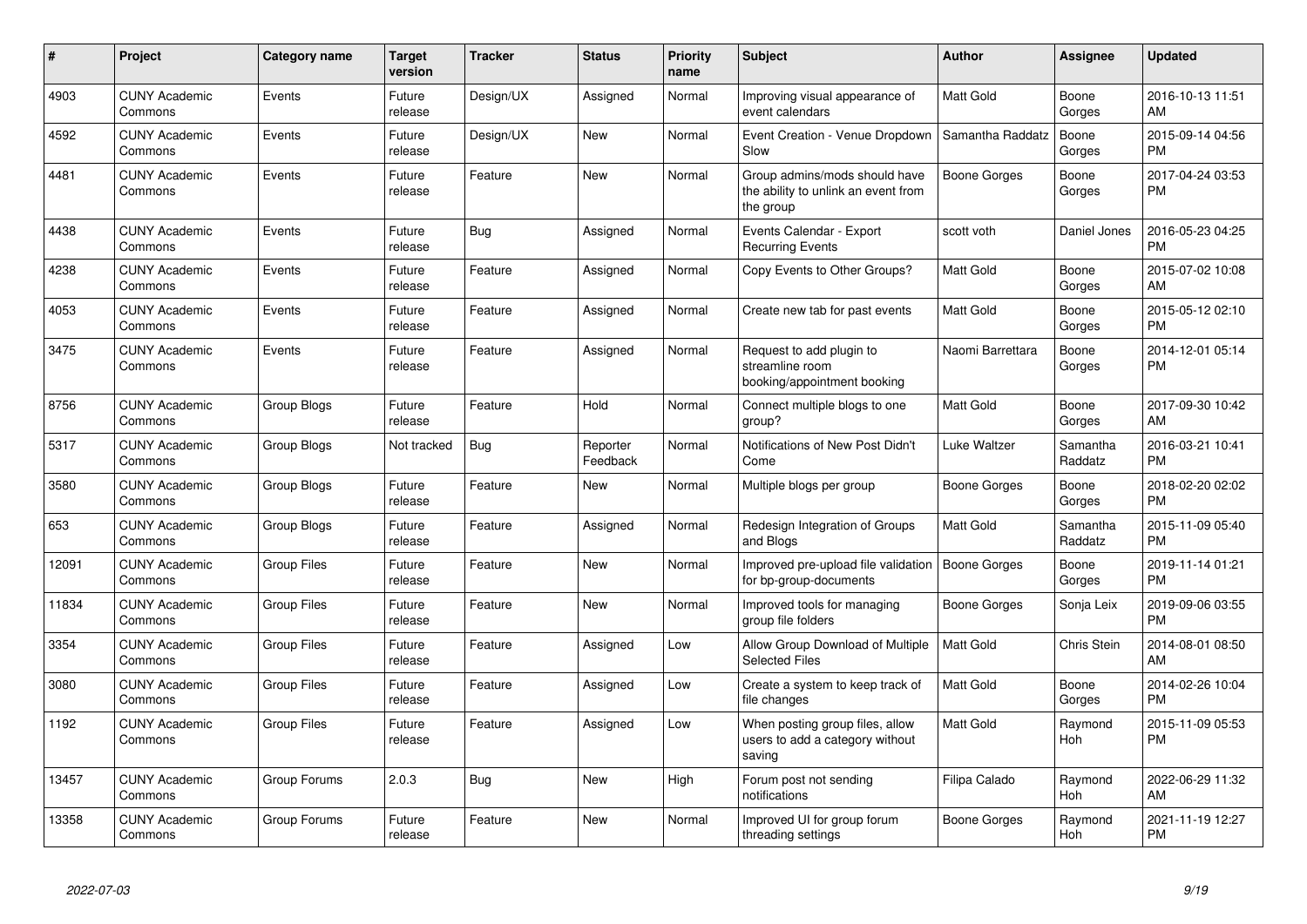| # | Project | Category name | Target version | Tracker | Status | Priority name | Subject | Author | Assignee | Updated |
|---|---|---|---|---|---|---|---|---|---|---|
| 4903 | CUNY Academic Commons | Events | Future release | Design/UX | Assigned | Normal | Improving visual appearance of event calendars | Matt Gold | Boone Gorges | 2016-10-13 11:51 AM |
| 4592 | CUNY Academic Commons | Events | Future release | Design/UX | New | Normal | Event Creation - Venue Dropdown Slow | Samantha Raddatz | Boone Gorges | 2015-09-14 04:56 PM |
| 4481 | CUNY Academic Commons | Events | Future release | Feature | New | Normal | Group admins/mods should have the ability to unlink an event from the group | Boone Gorges | Boone Gorges | 2017-04-24 03:53 PM |
| 4438 | CUNY Academic Commons | Events | Future release | Bug | Assigned | Normal | Events Calendar - Export Recurring Events | scott voth | Daniel Jones | 2016-05-23 04:25 PM |
| 4238 | CUNY Academic Commons | Events | Future release | Feature | Assigned | Normal | Copy Events to Other Groups? | Matt Gold | Boone Gorges | 2015-07-02 10:08 AM |
| 4053 | CUNY Academic Commons | Events | Future release | Feature | Assigned | Normal | Create new tab for past events | Matt Gold | Boone Gorges | 2015-05-12 02:10 PM |
| 3475 | CUNY Academic Commons | Events | Future release | Feature | Assigned | Normal | Request to add plugin to streamline room booking/appointment booking | Naomi Barrettara | Boone Gorges | 2014-12-01 05:14 PM |
| 8756 | CUNY Academic Commons | Group Blogs | Future release | Feature | Hold | Normal | Connect multiple blogs to one group? | Matt Gold | Boone Gorges | 2017-09-30 10:42 AM |
| 5317 | CUNY Academic Commons | Group Blogs | Not tracked | Bug | Reporter Feedback | Normal | Notifications of New Post Didn't Come | Luke Waltzer | Samantha Raddatz | 2016-03-21 10:41 PM |
| 3580 | CUNY Academic Commons | Group Blogs | Future release | Feature | New | Normal | Multiple blogs per group | Boone Gorges | Boone Gorges | 2018-02-20 02:02 PM |
| 653 | CUNY Academic Commons | Group Blogs | Future release | Feature | Assigned | Normal | Redesign Integration of Groups and Blogs | Matt Gold | Samantha Raddatz | 2015-11-09 05:40 PM |
| 12091 | CUNY Academic Commons | Group Files | Future release | Feature | New | Normal | Improved pre-upload file validation for bp-group-documents | Boone Gorges | Boone Gorges | 2019-11-14 01:21 PM |
| 11834 | CUNY Academic Commons | Group Files | Future release | Feature | New | Normal | Improved tools for managing group file folders | Boone Gorges | Sonja Leix | 2019-09-06 03:55 PM |
| 3354 | CUNY Academic Commons | Group Files | Future release | Feature | Assigned | Low | Allow Group Download of Multiple Selected Files | Matt Gold | Chris Stein | 2014-08-01 08:50 AM |
| 3080 | CUNY Academic Commons | Group Files | Future release | Feature | Assigned | Low | Create a system to keep track of file changes | Matt Gold | Boone Gorges | 2014-02-26 10:04 PM |
| 1192 | CUNY Academic Commons | Group Files | Future release | Feature | Assigned | Low | When posting group files, allow users to add a category without saving | Matt Gold | Raymond Hoh | 2015-11-09 05:53 PM |
| 13457 | CUNY Academic Commons | Group Forums | 2.0.3 | Bug | New | High | Forum post not sending notifications | Filipa Calado | Raymond Hoh | 2022-06-29 11:32 AM |
| 13358 | CUNY Academic Commons | Group Forums | Future release | Feature | New | Normal | Improved UI for group forum threading settings | Boone Gorges | Raymond Hoh | 2021-11-19 12:27 PM |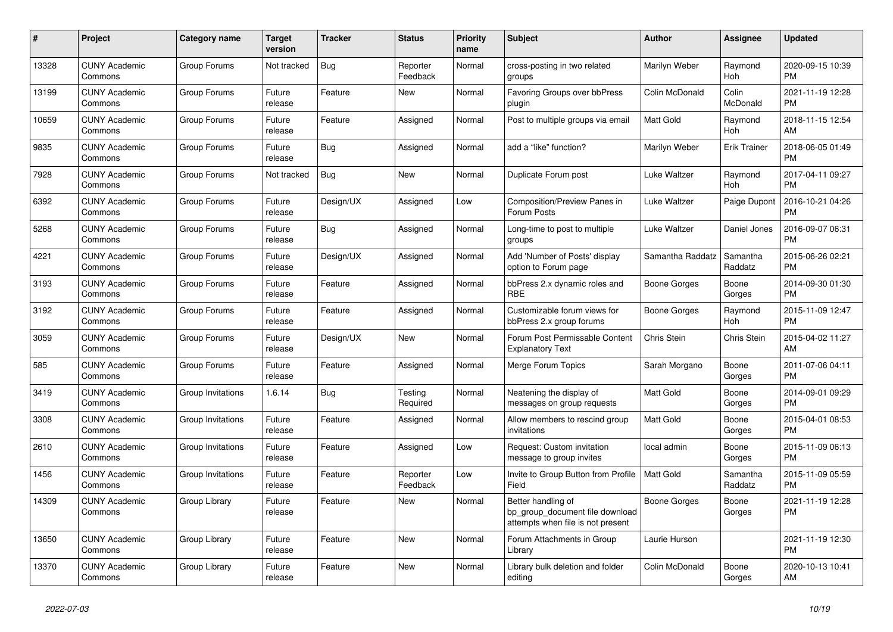| # | Project | Category name | Target version | Tracker | Status | Priority name | Subject | Author | Assignee | Updated |
|---|---|---|---|---|---|---|---|---|---|---|
| 13328 | CUNY Academic Commons | Group Forums | Not tracked | Bug | Reporter Feedback | Normal | cross-posting in two related groups | Marilyn Weber | Raymond Hoh | 2020-09-15 10:39 PM |
| 13199 | CUNY Academic Commons | Group Forums | Future release | Feature | New | Normal | Favoring Groups over bbPress plugin | Colin McDonald | Colin McDonald | 2021-11-19 12:28 PM |
| 10659 | CUNY Academic Commons | Group Forums | Future release | Feature | Assigned | Normal | Post to multiple groups via email | Matt Gold | Raymond Hoh | 2018-11-15 12:54 AM |
| 9835 | CUNY Academic Commons | Group Forums | Future release | Bug | Assigned | Normal | add a "like" function? | Marilyn Weber | Erik Trainer | 2018-06-05 01:49 PM |
| 7928 | CUNY Academic Commons | Group Forums | Not tracked | Bug | New | Normal | Duplicate Forum post | Luke Waltzer | Raymond Hoh | 2017-04-11 09:27 PM |
| 6392 | CUNY Academic Commons | Group Forums | Future release | Design/UX | Assigned | Low | Composition/Preview Panes in Forum Posts | Luke Waltzer | Paige Dupont | 2016-10-21 04:26 PM |
| 5268 | CUNY Academic Commons | Group Forums | Future release | Bug | Assigned | Normal | Long-time to post to multiple groups | Luke Waltzer | Daniel Jones | 2016-09-07 06:31 PM |
| 4221 | CUNY Academic Commons | Group Forums | Future release | Design/UX | Assigned | Normal | Add 'Number of Posts' display option to Forum page | Samantha Raddatz | Samantha Raddatz | 2015-06-26 02:21 PM |
| 3193 | CUNY Academic Commons | Group Forums | Future release | Feature | Assigned | Normal | bbPress 2.x dynamic roles and RBE | Boone Gorges | Boone Gorges | 2014-09-30 01:30 PM |
| 3192 | CUNY Academic Commons | Group Forums | Future release | Feature | Assigned | Normal | Customizable forum views for bbPress 2.x group forums | Boone Gorges | Raymond Hoh | 2015-11-09 12:47 PM |
| 3059 | CUNY Academic Commons | Group Forums | Future release | Design/UX | New | Normal | Forum Post Permissable Content Explanatory Text | Chris Stein | Chris Stein | 2015-04-02 11:27 AM |
| 585 | CUNY Academic Commons | Group Forums | Future release | Feature | Assigned | Normal | Merge Forum Topics | Sarah Morgano | Boone Gorges | 2011-07-06 04:11 PM |
| 3419 | CUNY Academic Commons | Group Invitations | 1.6.14 | Bug | Testing Required | Normal | Neatening the display of messages on group requests | Matt Gold | Boone Gorges | 2014-09-01 09:29 PM |
| 3308 | CUNY Academic Commons | Group Invitations | Future release | Feature | Assigned | Normal | Allow members to rescind group invitations | Matt Gold | Boone Gorges | 2015-04-01 08:53 PM |
| 2610 | CUNY Academic Commons | Group Invitations | Future release | Feature | Assigned | Low | Request: Custom invitation message to group invites | local admin | Boone Gorges | 2015-11-09 06:13 PM |
| 1456 | CUNY Academic Commons | Group Invitations | Future release | Feature | Reporter Feedback | Low | Invite to Group Button from Profile Field | Matt Gold | Samantha Raddatz | 2015-11-09 05:59 PM |
| 14309 | CUNY Academic Commons | Group Library | Future release | Feature | New | Normal | Better handling of bp_group_document file download attempts when file is not present | Boone Gorges | Boone Gorges | 2021-11-19 12:28 PM |
| 13650 | CUNY Academic Commons | Group Library | Future release | Feature | New | Normal | Forum Attachments in Group Library | Laurie Hurson | | 2021-11-19 12:30 PM |
| 13370 | CUNY Academic Commons | Group Library | Future release | Feature | New | Normal | Library bulk deletion and folder editing | Colin McDonald | Boone Gorges | 2020-10-13 10:41 AM |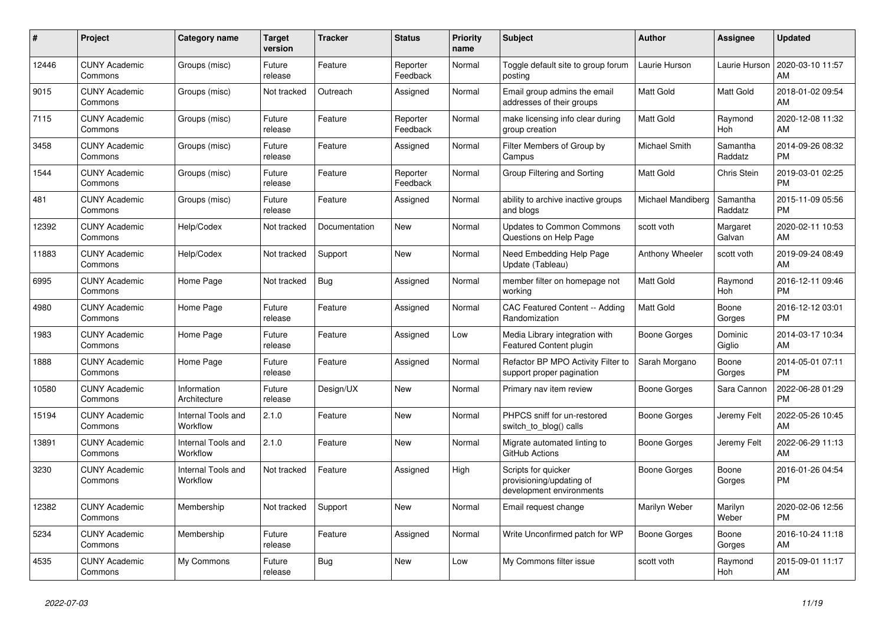| # | Project | Category name | Target version | Tracker | Status | Priority name | Subject | Author | Assignee | Updated |
|---|---|---|---|---|---|---|---|---|---|---|
| 12446 | CUNY Academic Commons | Groups (misc) | Future release | Feature | Reporter Feedback | Normal | Toggle default site to group forum posting | Laurie Hurson | Laurie Hurson | 2020-03-10 11:57 AM |
| 9015 | CUNY Academic Commons | Groups (misc) | Not tracked | Outreach | Assigned | Normal | Email group admins the email addresses of their groups | Matt Gold | Matt Gold | 2018-01-02 09:54 AM |
| 7115 | CUNY Academic Commons | Groups (misc) | Future release | Feature | Reporter Feedback | Normal | make licensing info clear during group creation | Matt Gold | Raymond Hoh | 2020-12-08 11:32 AM |
| 3458 | CUNY Academic Commons | Groups (misc) | Future release | Feature | Assigned | Normal | Filter Members of Group by Campus | Michael Smith | Samantha Raddatz | 2014-09-26 08:32 PM |
| 1544 | CUNY Academic Commons | Groups (misc) | Future release | Feature | Reporter Feedback | Normal | Group Filtering and Sorting | Matt Gold | Chris Stein | 2019-03-01 02:25 PM |
| 481 | CUNY Academic Commons | Groups (misc) | Future release | Feature | Assigned | Normal | ability to archive inactive groups and blogs | Michael Mandiberg | Samantha Raddatz | 2015-11-09 05:56 PM |
| 12392 | CUNY Academic Commons | Help/Codex | Not tracked | Documentation | New | Normal | Updates to Common Commons Questions on Help Page | scott voth | Margaret Galvan | 2020-02-11 10:53 AM |
| 11883 | CUNY Academic Commons | Help/Codex | Not tracked | Support | New | Normal | Need Embedding Help Page Update (Tableau) | Anthony Wheeler | scott voth | 2019-09-24 08:49 AM |
| 6995 | CUNY Academic Commons | Home Page | Not tracked | Bug | Assigned | Normal | member filter on homepage not working | Matt Gold | Raymond Hoh | 2016-12-11 09:46 PM |
| 4980 | CUNY Academic Commons | Home Page | Future release | Feature | Assigned | Normal | CAC Featured Content -- Adding Randomization | Matt Gold | Boone Gorges | 2016-12-12 03:01 PM |
| 1983 | CUNY Academic Commons | Home Page | Future release | Feature | Assigned | Low | Media Library integration with Featured Content plugin | Boone Gorges | Dominic Giglio | 2014-03-17 10:34 AM |
| 1888 | CUNY Academic Commons | Home Page | Future release | Feature | Assigned | Normal | Refactor BP MPO Activity Filter to support proper pagination | Sarah Morgano | Boone Gorges | 2014-05-01 07:11 PM |
| 10580 | CUNY Academic Commons | Information Architecture | Future release | Design/UX | New | Normal | Primary nav item review | Boone Gorges | Sara Cannon | 2022-06-28 01:29 PM |
| 15194 | CUNY Academic Commons | Internal Tools and Workflow | 2.1.0 | Feature | New | Normal | PHPCS sniff for un-restored switch_to_blog() calls | Boone Gorges | Jeremy Felt | 2022-05-26 10:45 AM |
| 13891 | CUNY Academic Commons | Internal Tools and Workflow | 2.1.0 | Feature | New | Normal | Migrate automated linting to GitHub Actions | Boone Gorges | Jeremy Felt | 2022-06-29 11:13 AM |
| 3230 | CUNY Academic Commons | Internal Tools and Workflow | Not tracked | Feature | Assigned | High | Scripts for quicker provisioning/updating of development environments | Boone Gorges | Boone Gorges | 2016-01-26 04:54 PM |
| 12382 | CUNY Academic Commons | Membership | Not tracked | Support | New | Normal | Email request change | Marilyn Weber | Marilyn Weber | 2020-02-06 12:56 PM |
| 5234 | CUNY Academic Commons | Membership | Future release | Feature | Assigned | Normal | Write Unconfirmed patch for WP | Boone Gorges | Boone Gorges | 2016-10-24 11:18 AM |
| 4535 | CUNY Academic Commons | My Commons | Future release | Bug | New | Low | My Commons filter issue | scott voth | Raymond Hoh | 2015-09-01 11:17 AM |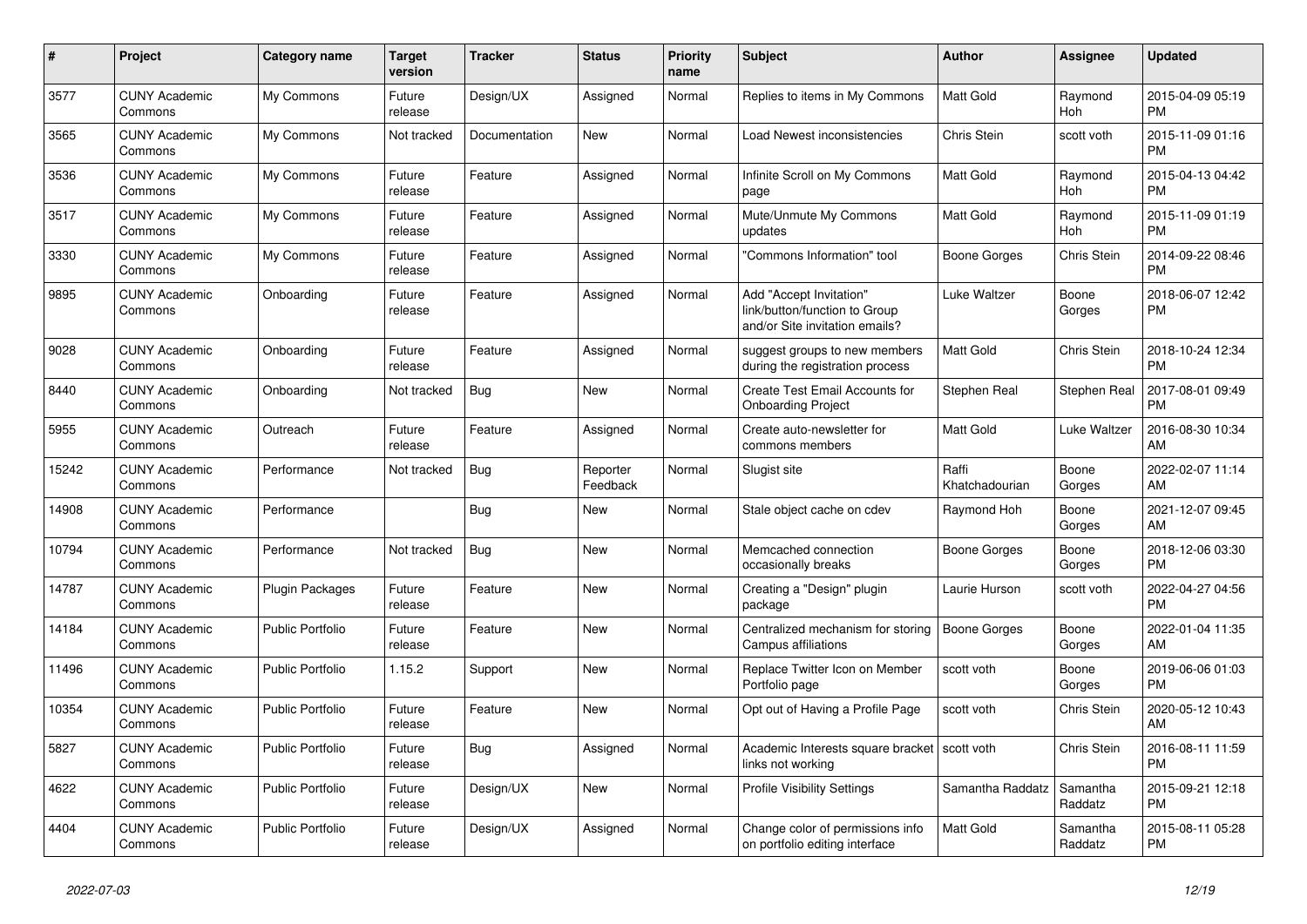| # | Project | Category name | Target version | Tracker | Status | Priority name | Subject | Author | Assignee | Updated |
|---|---|---|---|---|---|---|---|---|---|---|
| 3577 | CUNY Academic Commons | My Commons | Future release | Design/UX | Assigned | Normal | Replies to items in My Commons | Matt Gold | Raymond Hoh | 2015-04-09 05:19 PM |
| 3565 | CUNY Academic Commons | My Commons | Not tracked | Documentation | New | Normal | Load Newest inconsistencies | Chris Stein | scott voth | 2015-11-09 01:16 PM |
| 3536 | CUNY Academic Commons | My Commons | Future release | Feature | Assigned | Normal | Infinite Scroll on My Commons page | Matt Gold | Raymond Hoh | 2015-04-13 04:42 PM |
| 3517 | CUNY Academic Commons | My Commons | Future release | Feature | Assigned | Normal | Mute/Unmute My Commons updates | Matt Gold | Raymond Hoh | 2015-11-09 01:19 PM |
| 3330 | CUNY Academic Commons | My Commons | Future release | Feature | Assigned | Normal | "Commons Information" tool | Boone Gorges | Chris Stein | 2014-09-22 08:46 PM |
| 9895 | CUNY Academic Commons | Onboarding | Future release | Feature | Assigned | Normal | Add "Accept Invitation" link/button/function to Group and/or Site invitation emails? | Luke Waltzer | Boone Gorges | 2018-06-07 12:42 PM |
| 9028 | CUNY Academic Commons | Onboarding | Future release | Feature | Assigned | Normal | suggest groups to new members during the registration process | Matt Gold | Chris Stein | 2018-10-24 12:34 PM |
| 8440 | CUNY Academic Commons | Onboarding | Not tracked | Bug | New | Normal | Create Test Email Accounts for Onboarding Project | Stephen Real | Stephen Real | 2017-08-01 09:49 PM |
| 5955 | CUNY Academic Commons | Outreach | Future release | Feature | Assigned | Normal | Create auto-newsletter for commons members | Matt Gold | Luke Waltzer | 2016-08-30 10:34 AM |
| 15242 | CUNY Academic Commons | Performance | Not tracked | Bug | Reporter Feedback | Normal | Slugist site | Raffi Khatchadourian | Boone Gorges | 2022-02-07 11:14 AM |
| 14908 | CUNY Academic Commons | Performance | | Bug | New | Normal | Stale object cache on cdev | Raymond Hoh | Boone Gorges | 2021-12-07 09:45 AM |
| 10794 | CUNY Academic Commons | Performance | Not tracked | Bug | New | Normal | Memcached connection occasionally breaks | Boone Gorges | Boone Gorges | 2018-12-06 03:30 PM |
| 14787 | CUNY Academic Commons | Plugin Packages | Future release | Feature | New | Normal | Creating a "Design" plugin package | Laurie Hurson | scott voth | 2022-04-27 04:56 PM |
| 14184 | CUNY Academic Commons | Public Portfolio | Future release | Feature | New | Normal | Centralized mechanism for storing Campus affiliations | Boone Gorges | Boone Gorges | 2022-01-04 11:35 AM |
| 11496 | CUNY Academic Commons | Public Portfolio | 1.15.2 | Support | New | Normal | Replace Twitter Icon on Member Portfolio page | scott voth | Boone Gorges | 2019-06-06 01:03 PM |
| 10354 | CUNY Academic Commons | Public Portfolio | Future release | Feature | New | Normal | Opt out of Having a Profile Page | scott voth | Chris Stein | 2020-05-12 10:43 AM |
| 5827 | CUNY Academic Commons | Public Portfolio | Future release | Bug | Assigned | Normal | Academic Interests square bracket links not working | scott voth | Chris Stein | 2016-08-11 11:59 PM |
| 4622 | CUNY Academic Commons | Public Portfolio | Future release | Design/UX | New | Normal | Profile Visibility Settings | Samantha Raddatz | Samantha Raddatz | 2015-09-21 12:18 PM |
| 4404 | CUNY Academic Commons | Public Portfolio | Future release | Design/UX | Assigned | Normal | Change color of permissions info on portfolio editing interface | Matt Gold | Samantha Raddatz | 2015-08-11 05:28 PM |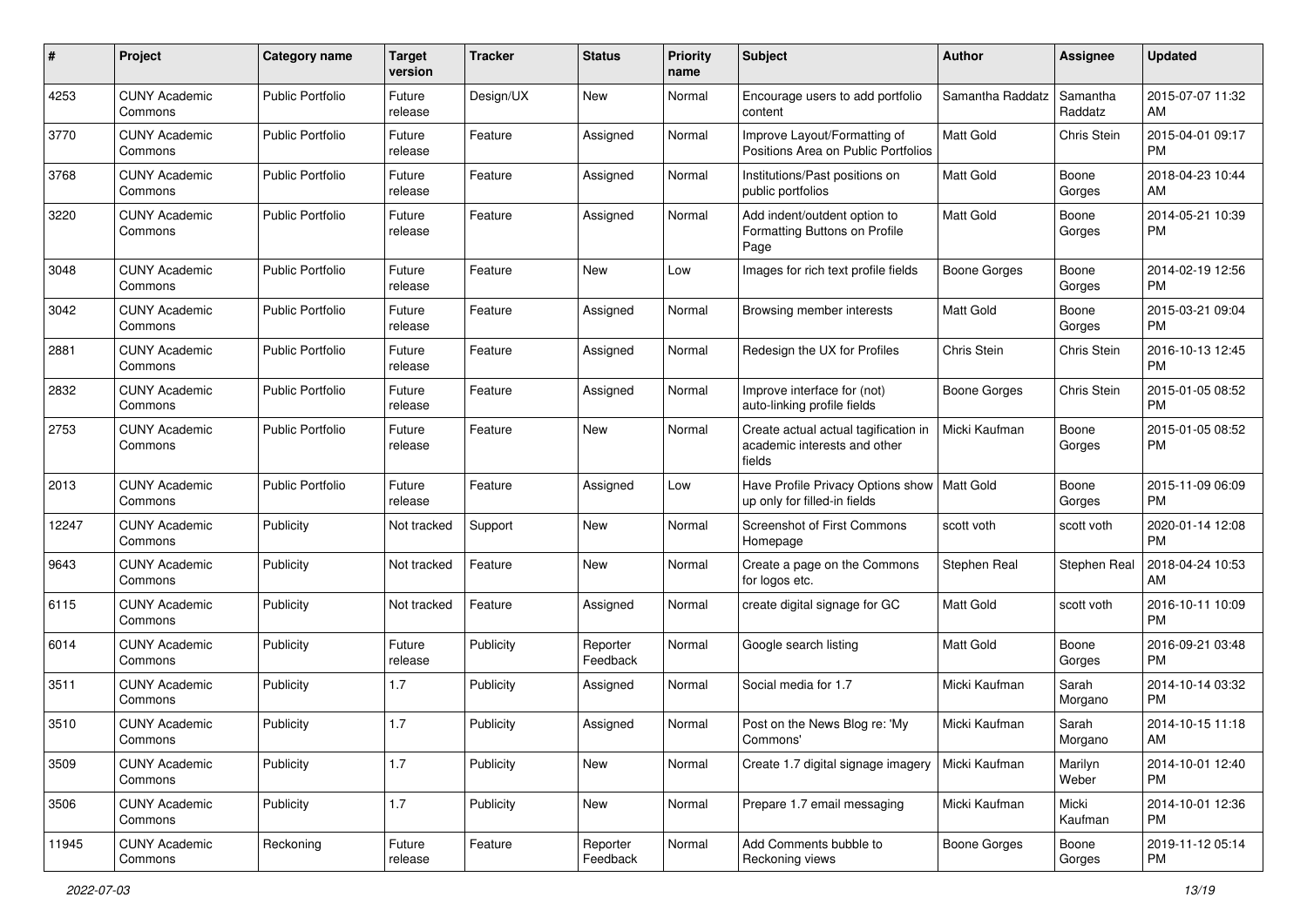| # | Project | Category name | Target version | Tracker | Status | Priority name | Subject | Author | Assignee | Updated |
|---|---|---|---|---|---|---|---|---|---|---|
| 4253 | CUNY Academic Commons | Public Portfolio | Future release | Design/UX | New | Normal | Encourage users to add portfolio content | Samantha Raddatz | Samantha Raddatz | 2015-07-07 11:32 AM |
| 3770 | CUNY Academic Commons | Public Portfolio | Future release | Feature | Assigned | Normal | Improve Layout/Formatting of Positions Area on Public Portfolios | Matt Gold | Chris Stein | 2015-04-01 09:17 PM |
| 3768 | CUNY Academic Commons | Public Portfolio | Future release | Feature | Assigned | Normal | Institutions/Past positions on public portfolios | Matt Gold | Boone Gorges | 2018-04-23 10:44 AM |
| 3220 | CUNY Academic Commons | Public Portfolio | Future release | Feature | Assigned | Normal | Add indent/outdent option to Formatting Buttons on Profile Page | Matt Gold | Boone Gorges | 2014-05-21 10:39 PM |
| 3048 | CUNY Academic Commons | Public Portfolio | Future release | Feature | New | Low | Images for rich text profile fields | Boone Gorges | Boone Gorges | 2014-02-19 12:56 PM |
| 3042 | CUNY Academic Commons | Public Portfolio | Future release | Feature | Assigned | Normal | Browsing member interests | Matt Gold | Boone Gorges | 2015-03-21 09:04 PM |
| 2881 | CUNY Academic Commons | Public Portfolio | Future release | Feature | Assigned | Normal | Redesign the UX for Profiles | Chris Stein | Chris Stein | 2016-10-13 12:45 PM |
| 2832 | CUNY Academic Commons | Public Portfolio | Future release | Feature | Assigned | Normal | Improve interface for (not) auto-linking profile fields | Boone Gorges | Chris Stein | 2015-01-05 08:52 PM |
| 2753 | CUNY Academic Commons | Public Portfolio | Future release | Feature | New | Normal | Create actual actual tagification in academic interests and other fields | Micki Kaufman | Boone Gorges | 2015-01-05 08:52 PM |
| 2013 | CUNY Academic Commons | Public Portfolio | Future release | Feature | Assigned | Low | Have Profile Privacy Options show up only for filled-in fields | Matt Gold | Boone Gorges | 2015-11-09 06:09 PM |
| 12247 | CUNY Academic Commons | Publicity | Not tracked | Support | New | Normal | Screenshot of First Commons Homepage | scott voth | scott voth | 2020-01-14 12:08 PM |
| 9643 | CUNY Academic Commons | Publicity | Not tracked | Feature | New | Normal | Create a page on the Commons for logos etc. | Stephen Real | Stephen Real | 2018-04-24 10:53 AM |
| 6115 | CUNY Academic Commons | Publicity | Not tracked | Feature | Assigned | Normal | create digital signage for GC | Matt Gold | scott voth | 2016-10-11 10:09 PM |
| 6014 | CUNY Academic Commons | Publicity | Future release | Publicity | Reporter Feedback | Normal | Google search listing | Matt Gold | Boone Gorges | 2016-09-21 03:48 PM |
| 3511 | CUNY Academic Commons | Publicity | 1.7 | Publicity | Assigned | Normal | Social media for 1.7 | Micki Kaufman | Sarah Morgano | 2014-10-14 03:32 PM |
| 3510 | CUNY Academic Commons | Publicity | 1.7 | Publicity | Assigned | Normal | Post on the News Blog re: 'My Commons' | Micki Kaufman | Sarah Morgano | 2014-10-15 11:18 AM |
| 3509 | CUNY Academic Commons | Publicity | 1.7 | Publicity | New | Normal | Create 1.7 digital signage imagery | Micki Kaufman | Marilyn Weber | 2014-10-01 12:40 PM |
| 3506 | CUNY Academic Commons | Publicity | 1.7 | Publicity | New | Normal | Prepare 1.7 email messaging | Micki Kaufman | Micki Kaufman | 2014-10-01 12:36 PM |
| 11945 | CUNY Academic Commons | Reckoning | Future release | Feature | Reporter Feedback | Normal | Add Comments bubble to Reckoning views | Boone Gorges | Boone Gorges | 2019-11-12 05:14 PM |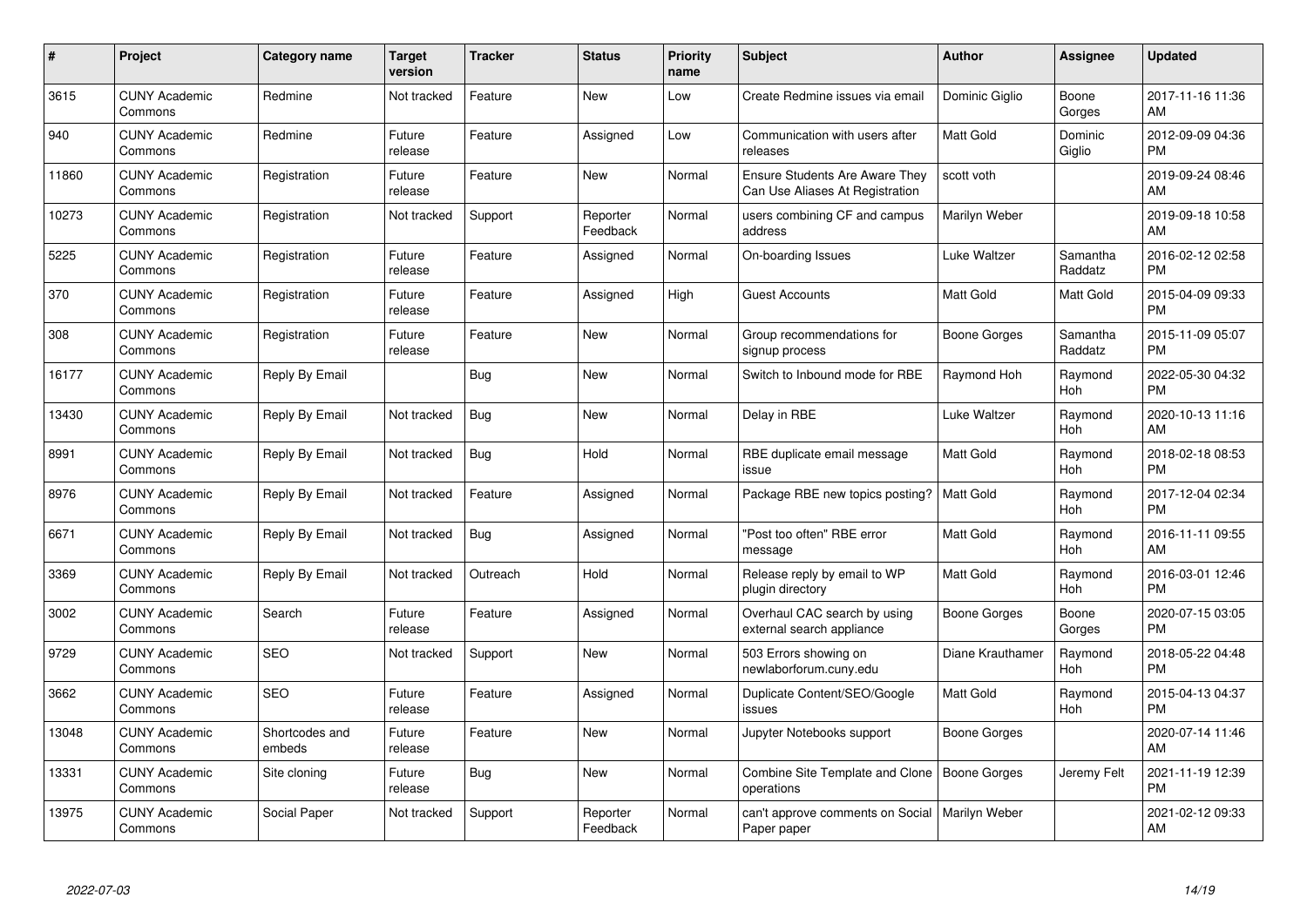| # | Project | Category name | Target version | Tracker | Status | Priority name | Subject | Author | Assignee | Updated |
|---|---|---|---|---|---|---|---|---|---|---|
| 3615 | CUNY Academic Commons | Redmine | Not tracked | Feature | New | Low | Create Redmine issues via email | Dominic Giglio | Boone Gorges | 2017-11-16 11:36 AM |
| 940 | CUNY Academic Commons | Redmine | Future release | Feature | Assigned | Low | Communication with users after releases | Matt Gold | Dominic Giglio | 2012-09-09 04:36 PM |
| 11860 | CUNY Academic Commons | Registration | Future release | Feature | New | Normal | Ensure Students Are Aware They Can Use Aliases At Registration | scott voth | | 2019-09-24 08:46 AM |
| 10273 | CUNY Academic Commons | Registration | Not tracked | Support | Reporter Feedback | Normal | users combining CF and campus address | Marilyn Weber | | 2019-09-18 10:58 AM |
| 5225 | CUNY Academic Commons | Registration | Future release | Feature | Assigned | Normal | On-boarding Issues | Luke Waltzer | Samantha Raddatz | 2016-02-12 02:58 PM |
| 370 | CUNY Academic Commons | Registration | Future release | Feature | Assigned | High | Guest Accounts | Matt Gold | Matt Gold | 2015-04-09 09:33 PM |
| 308 | CUNY Academic Commons | Registration | Future release | Feature | New | Normal | Group recommendations for signup process | Boone Gorges | Samantha Raddatz | 2015-11-09 05:07 PM |
| 16177 | CUNY Academic Commons | Reply By Email | | Bug | New | Normal | Switch to Inbound mode for RBE | Raymond Hoh | Raymond Hoh | 2022-05-30 04:32 PM |
| 13430 | CUNY Academic Commons | Reply By Email | Not tracked | Bug | New | Normal | Delay in RBE | Luke Waltzer | Raymond Hoh | 2020-10-13 11:16 AM |
| 8991 | CUNY Academic Commons | Reply By Email | Not tracked | Bug | Hold | Normal | RBE duplicate email message issue | Matt Gold | Raymond Hoh | 2018-02-18 08:53 PM |
| 8976 | CUNY Academic Commons | Reply By Email | Not tracked | Feature | Assigned | Normal | Package RBE new topics posting? | Matt Gold | Raymond Hoh | 2017-12-04 02:34 PM |
| 6671 | CUNY Academic Commons | Reply By Email | Not tracked | Bug | Assigned | Normal | "Post too often" RBE error message | Matt Gold | Raymond Hoh | 2016-11-11 09:55 AM |
| 3369 | CUNY Academic Commons | Reply By Email | Not tracked | Outreach | Hold | Normal | Release reply by email to WP plugin directory | Matt Gold | Raymond Hoh | 2016-03-01 12:46 PM |
| 3002 | CUNY Academic Commons | Search | Future release | Feature | Assigned | Normal | Overhaul CAC search by using external search appliance | Boone Gorges | Boone Gorges | 2020-07-15 03:05 PM |
| 9729 | CUNY Academic Commons | SEO | Not tracked | Support | New | Normal | 503 Errors showing on newlaborforum.cuny.edu | Diane Krauthamer | Raymond Hoh | 2018-05-22 04:48 PM |
| 3662 | CUNY Academic Commons | SEO | Future release | Feature | Assigned | Normal | Duplicate Content/SEO/Google issues | Matt Gold | Raymond Hoh | 2015-04-13 04:37 PM |
| 13048 | CUNY Academic Commons | Shortcodes and embeds | Future release | Feature | New | Normal | Jupyter Notebooks support | Boone Gorges | | 2020-07-14 11:46 AM |
| 13331 | CUNY Academic Commons | Site cloning | Future release | Bug | New | Normal | Combine Site Template and Clone operations | Boone Gorges | Jeremy Felt | 2021-11-19 12:39 PM |
| 13975 | CUNY Academic Commons | Social Paper | Not tracked | Support | Reporter Feedback | Normal | can't approve comments on Social Paper paper | Marilyn Weber | | 2021-02-12 09:33 AM |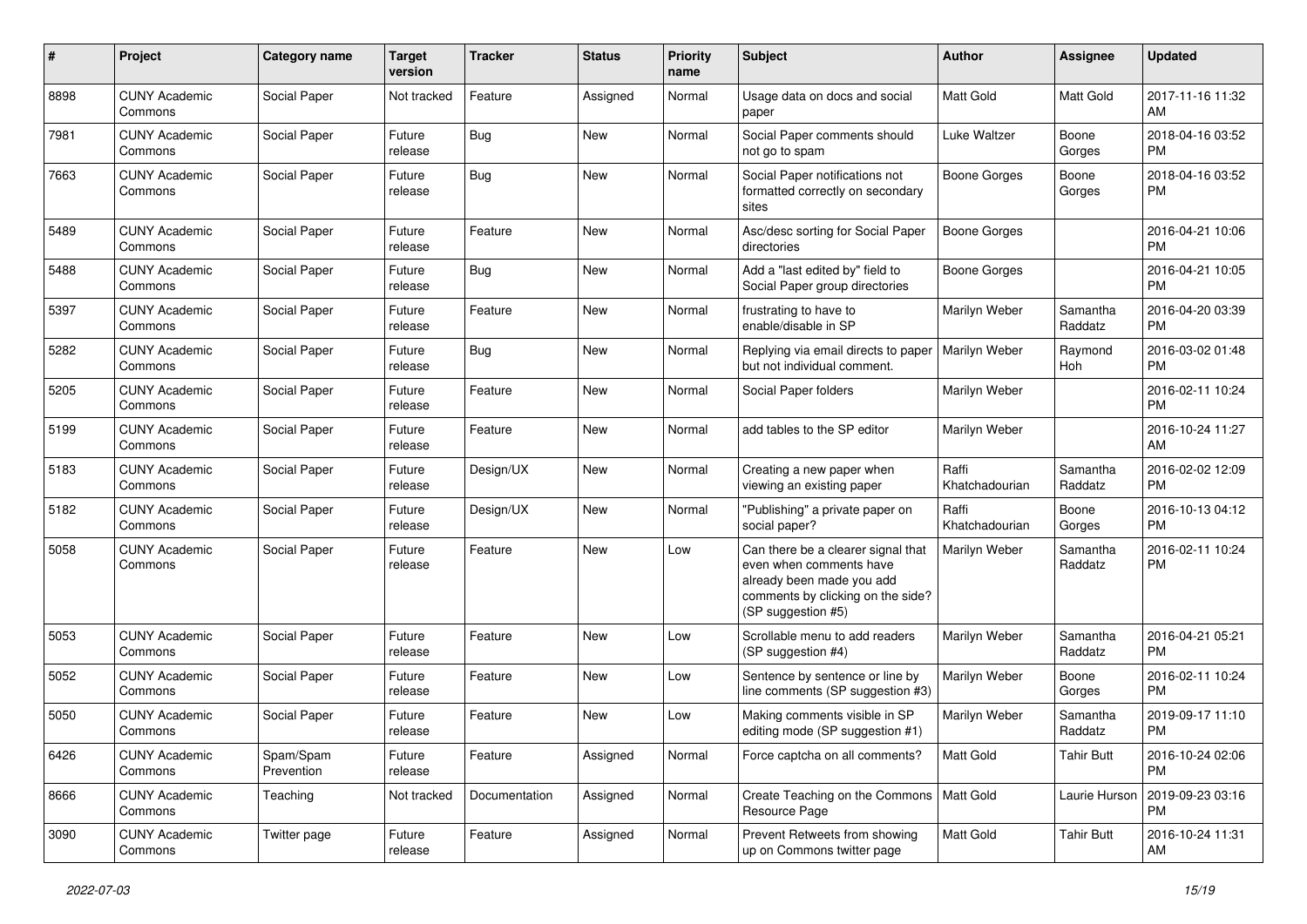| # | Project | Category name | Target version | Tracker | Status | Priority name | Subject | Author | Assignee | Updated |
|---|---|---|---|---|---|---|---|---|---|---|
| 8898 | CUNY Academic Commons | Social Paper | Not tracked | Feature | Assigned | Normal | Usage data on docs and social paper | Matt Gold | Matt Gold | 2017-11-16 11:32 AM |
| 7981 | CUNY Academic Commons | Social Paper | Future release | Bug | New | Normal | Social Paper comments should not go to spam | Luke Waltzer | Boone Gorges | 2018-04-16 03:52 PM |
| 7663 | CUNY Academic Commons | Social Paper | Future release | Bug | New | Normal | Social Paper notifications not formatted correctly on secondary sites | Boone Gorges | Boone Gorges | 2018-04-16 03:52 PM |
| 5489 | CUNY Academic Commons | Social Paper | Future release | Feature | New | Normal | Asc/desc sorting for Social Paper directories | Boone Gorges | | 2016-04-21 10:06 PM |
| 5488 | CUNY Academic Commons | Social Paper | Future release | Bug | New | Normal | Add a "last edited by" field to Social Paper group directories | Boone Gorges | | 2016-04-21 10:05 PM |
| 5397 | CUNY Academic Commons | Social Paper | Future release | Feature | New | Normal | frustrating to have to enable/disable in SP | Marilyn Weber | Samantha Raddatz | 2016-04-20 03:39 PM |
| 5282 | CUNY Academic Commons | Social Paper | Future release | Bug | New | Normal | Replying via email directs to paper but not individual comment. | Marilyn Weber | Raymond Hoh | 2016-03-02 01:48 PM |
| 5205 | CUNY Academic Commons | Social Paper | Future release | Feature | New | Normal | Social Paper folders | Marilyn Weber | | 2016-02-11 10:24 PM |
| 5199 | CUNY Academic Commons | Social Paper | Future release | Feature | New | Normal | add tables to the SP editor | Marilyn Weber | | 2016-10-24 11:27 AM |
| 5183 | CUNY Academic Commons | Social Paper | Future release | Design/UX | New | Normal | Creating a new paper when viewing an existing paper | Raffi Khatchadourian | Samantha Raddatz | 2016-02-02 12:09 PM |
| 5182 | CUNY Academic Commons | Social Paper | Future release | Design/UX | New | Normal | "Publishing" a private paper on social paper? | Raffi Khatchadourian | Boone Gorges | 2016-10-13 04:12 PM |
| 5058 | CUNY Academic Commons | Social Paper | Future release | Feature | New | Low | Can there be a clearer signal that even when comments have already been made you add comments by clicking on the side? (SP suggestion #5) | Marilyn Weber | Samantha Raddatz | 2016-02-11 10:24 PM |
| 5053 | CUNY Academic Commons | Social Paper | Future release | Feature | New | Low | Scrollable menu to add readers (SP suggestion #4) | Marilyn Weber | Samantha Raddatz | 2016-04-21 05:21 PM |
| 5052 | CUNY Academic Commons | Social Paper | Future release | Feature | New | Low | Sentence by sentence or line by line comments (SP suggestion #3) | Marilyn Weber | Boone Gorges | 2016-02-11 10:24 PM |
| 5050 | CUNY Academic Commons | Social Paper | Future release | Feature | New | Low | Making comments visible in SP editing mode (SP suggestion #1) | Marilyn Weber | Samantha Raddatz | 2019-09-17 11:10 PM |
| 6426 | CUNY Academic Commons | Spam/Spam Prevention | Future release | Feature | Assigned | Normal | Force captcha on all comments? | Matt Gold | Tahir Butt | 2016-10-24 02:06 PM |
| 8666 | CUNY Academic Commons | Teaching | Not tracked | Documentation | Assigned | Normal | Create Teaching on the Commons Resource Page | Matt Gold | Laurie Hurson | 2019-09-23 03:16 PM |
| 3090 | CUNY Academic Commons | Twitter page | Future release | Feature | Assigned | Normal | Prevent Retweets from showing up on Commons twitter page | Matt Gold | Tahir Butt | 2016-10-24 11:31 AM |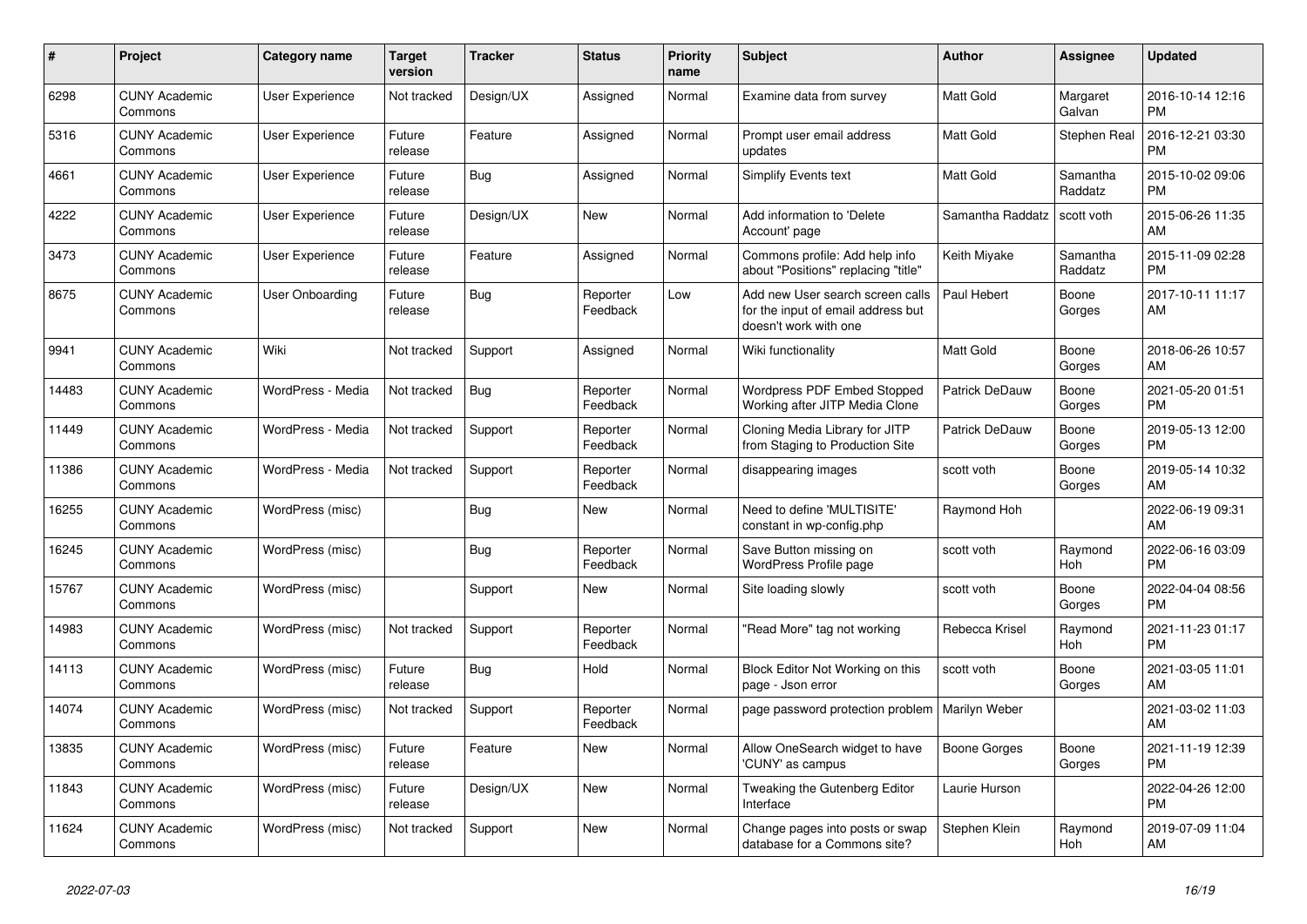| # | Project | Category name | Target version | Tracker | Status | Priority name | Subject | Author | Assignee | Updated |
|---|---|---|---|---|---|---|---|---|---|---|
| 6298 | CUNY Academic Commons | User Experience | Not tracked | Design/UX | Assigned | Normal | Examine data from survey | Matt Gold | Margaret Galvan | 2016-10-14 12:16 PM |
| 5316 | CUNY Academic Commons | User Experience | Future release | Feature | Assigned | Normal | Prompt user email address updates | Matt Gold | Stephen Real | 2016-12-21 03:30 PM |
| 4661 | CUNY Academic Commons | User Experience | Future release | Bug | Assigned | Normal | Simplify Events text | Matt Gold | Samantha Raddatz | 2015-10-02 09:06 PM |
| 4222 | CUNY Academic Commons | User Experience | Future release | Design/UX | New | Normal | Add information to 'Delete Account' page | Samantha Raddatz | scott voth | 2015-06-26 11:35 AM |
| 3473 | CUNY Academic Commons | User Experience | Future release | Feature | Assigned | Normal | Commons profile: Add help info about "Positions" replacing "title" | Keith Miyake | Samantha Raddatz | 2015-11-09 02:28 PM |
| 8675 | CUNY Academic Commons | User Onboarding | Future release | Bug | Reporter Feedback | Low | Add new User search screen calls for the input of email address but doesn't work with one | Paul Hebert | Boone Gorges | 2017-10-11 11:17 AM |
| 9941 | CUNY Academic Commons | Wiki | Not tracked | Support | Assigned | Normal | Wiki functionality | Matt Gold | Boone Gorges | 2018-06-26 10:57 AM |
| 14483 | CUNY Academic Commons | WordPress - Media | Not tracked | Bug | Reporter Feedback | Normal | Wordpress PDF Embed Stopped Working after JITP Media Clone | Patrick DeDauw | Boone Gorges | 2021-05-20 01:51 PM |
| 11449 | CUNY Academic Commons | WordPress - Media | Not tracked | Support | Reporter Feedback | Normal | Cloning Media Library for JITP from Staging to Production Site | Patrick DeDauw | Boone Gorges | 2019-05-13 12:00 PM |
| 11386 | CUNY Academic Commons | WordPress - Media | Not tracked | Support | Reporter Feedback | Normal | disappearing images | scott voth | Boone Gorges | 2019-05-14 10:32 AM |
| 16255 | CUNY Academic Commons | WordPress (misc) | | Bug | New | Normal | Need to define 'MULTISITE' constant in wp-config.php | Raymond Hoh | | 2022-06-19 09:31 AM |
| 16245 | CUNY Academic Commons | WordPress (misc) | | Bug | Reporter Feedback | Normal | Save Button missing on WordPress Profile page | scott voth | Raymond Hoh | 2022-06-16 03:09 PM |
| 15767 | CUNY Academic Commons | WordPress (misc) | | Support | New | Normal | Site loading slowly | scott voth | Boone Gorges | 2022-04-04 08:56 PM |
| 14983 | CUNY Academic Commons | WordPress (misc) | Not tracked | Support | Reporter Feedback | Normal | "Read More" tag not working | Rebecca Krisel | Raymond Hoh | 2021-11-23 01:17 PM |
| 14113 | CUNY Academic Commons | WordPress (misc) | Future release | Bug | Hold | Normal | Block Editor Not Working on this page - Json error | scott voth | Boone Gorges | 2021-03-05 11:01 AM |
| 14074 | CUNY Academic Commons | WordPress (misc) | Not tracked | Support | Reporter Feedback | Normal | page password protection problem | Marilyn Weber | | 2021-03-02 11:03 AM |
| 13835 | CUNY Academic Commons | WordPress (misc) | Future release | Feature | New | Normal | Allow OneSearch widget to have 'CUNY' as campus | Boone Gorges | Boone Gorges | 2021-11-19 12:39 PM |
| 11843 | CUNY Academic Commons | WordPress (misc) | Future release | Design/UX | New | Normal | Tweaking the Gutenberg Editor Interface | Laurie Hurson | | 2022-04-26 12:00 PM |
| 11624 | CUNY Academic Commons | WordPress (misc) | Not tracked | Support | New | Normal | Change pages into posts or swap database for a Commons site? | Stephen Klein | Raymond Hoh | 2019-07-09 11:04 AM |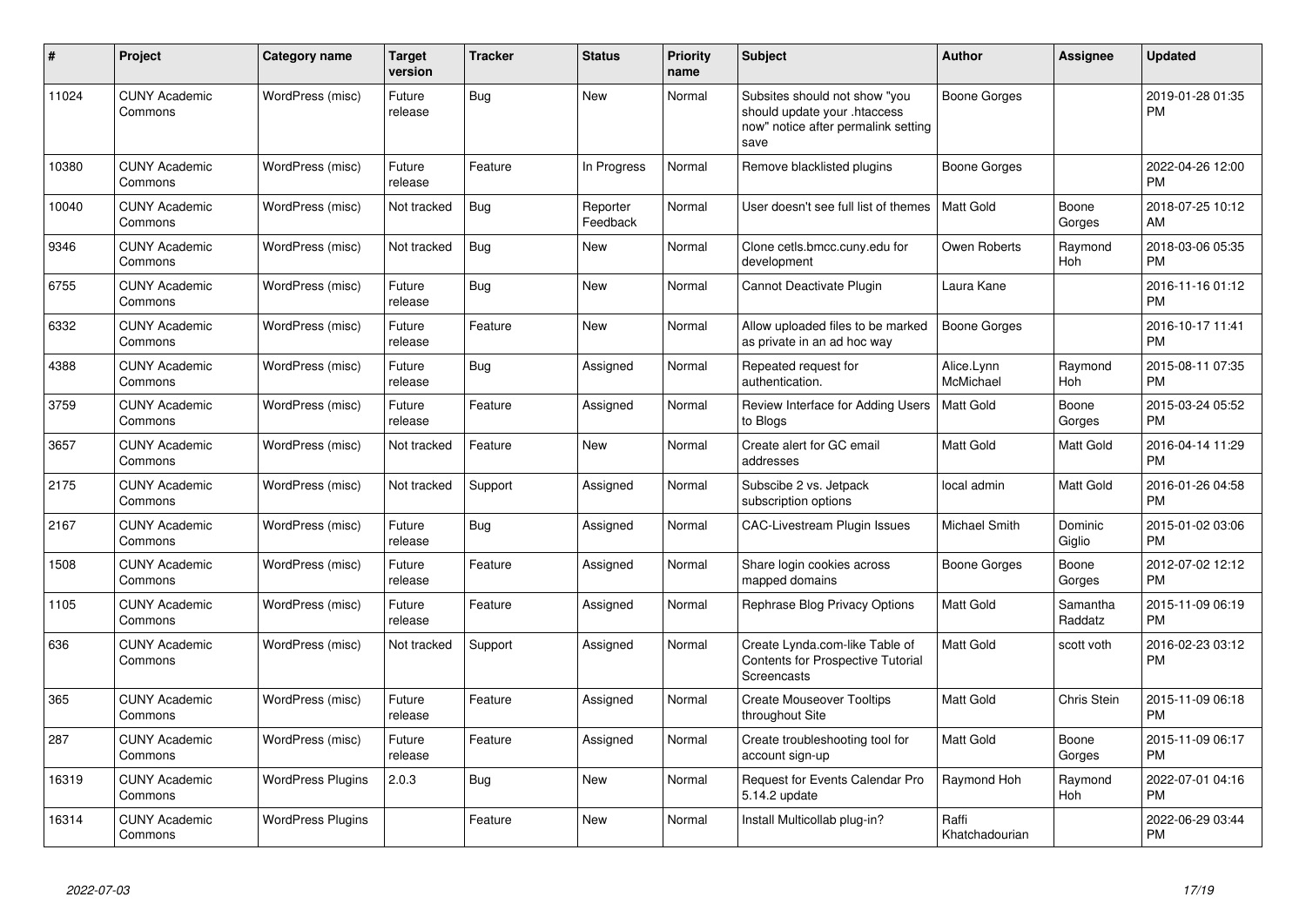| # | Project | Category name | Target version | Tracker | Status | Priority name | Subject | Author | Assignee | Updated |
|---|---|---|---|---|---|---|---|---|---|---|
| 11024 | CUNY Academic Commons | WordPress (misc) | Future release | Bug | New | Normal | Subsites should not show "you should update your .htaccess now" notice after permalink setting save | Boone Gorges | | 2019-01-28 01:35 PM |
| 10380 | CUNY Academic Commons | WordPress (misc) | Future release | Feature | In Progress | Normal | Remove blacklisted plugins | Boone Gorges | | 2022-04-26 12:00 PM |
| 10040 | CUNY Academic Commons | WordPress (misc) | Not tracked | Bug | Reporter Feedback | Normal | User doesn't see full list of themes | Matt Gold | Boone Gorges | 2018-07-25 10:12 AM |
| 9346 | CUNY Academic Commons | WordPress (misc) | Not tracked | Bug | New | Normal | Clone cetls.bmcc.cuny.edu for development | Owen Roberts | Raymond Hoh | 2018-03-06 05:35 PM |
| 6755 | CUNY Academic Commons | WordPress (misc) | Future release | Bug | New | Normal | Cannot Deactivate Plugin | Laura Kane | | 2016-11-16 01:12 PM |
| 6332 | CUNY Academic Commons | WordPress (misc) | Future release | Feature | New | Normal | Allow uploaded files to be marked as private in an ad hoc way | Boone Gorges | | 2016-10-17 11:41 PM |
| 4388 | CUNY Academic Commons | WordPress (misc) | Future release | Bug | Assigned | Normal | Repeated request for authentication. | Alice.Lynn McMichael | Raymond Hoh | 2015-08-11 07:35 PM |
| 3759 | CUNY Academic Commons | WordPress (misc) | Future release | Feature | Assigned | Normal | Review Interface for Adding Users to Blogs | Matt Gold | Boone Gorges | 2015-03-24 05:52 PM |
| 3657 | CUNY Academic Commons | WordPress (misc) | Not tracked | Feature | New | Normal | Create alert for GC email addresses | Matt Gold | Matt Gold | 2016-04-14 11:29 PM |
| 2175 | CUNY Academic Commons | WordPress (misc) | Not tracked | Support | Assigned | Normal | Subscibe 2 vs. Jetpack subscription options | local admin | Matt Gold | 2016-01-26 04:58 PM |
| 2167 | CUNY Academic Commons | WordPress (misc) | Future release | Bug | Assigned | Normal | CAC-Livestream Plugin Issues | Michael Smith | Dominic Giglio | 2015-01-02 03:06 PM |
| 1508 | CUNY Academic Commons | WordPress (misc) | Future release | Feature | Assigned | Normal | Share login cookies across mapped domains | Boone Gorges | Boone Gorges | 2012-07-02 12:12 PM |
| 1105 | CUNY Academic Commons | WordPress (misc) | Future release | Feature | Assigned | Normal | Rephrase Blog Privacy Options | Matt Gold | Samantha Raddatz | 2015-11-09 06:19 PM |
| 636 | CUNY Academic Commons | WordPress (misc) | Not tracked | Support | Assigned | Normal | Create Lynda.com-like Table of Contents for Prospective Tutorial Screencasts | Matt Gold | scott voth | 2016-02-23 03:12 PM |
| 365 | CUNY Academic Commons | WordPress (misc) | Future release | Feature | Assigned | Normal | Create Mouseover Tooltips throughout Site | Matt Gold | Chris Stein | 2015-11-09 06:18 PM |
| 287 | CUNY Academic Commons | WordPress (misc) | Future release | Feature | Assigned | Normal | Create troubleshooting tool for account sign-up | Matt Gold | Boone Gorges | 2015-11-09 06:17 PM |
| 16319 | CUNY Academic Commons | WordPress Plugins | 2.0.3 | Bug | New | Normal | Request for Events Calendar Pro 5.14.2 update | Raymond Hoh | Raymond Hoh | 2022-07-01 04:16 PM |
| 16314 | CUNY Academic Commons | WordPress Plugins | | Feature | New | Normal | Install Multicollab plug-in? | Raffi Khatchadourian | | 2022-06-29 03:44 PM |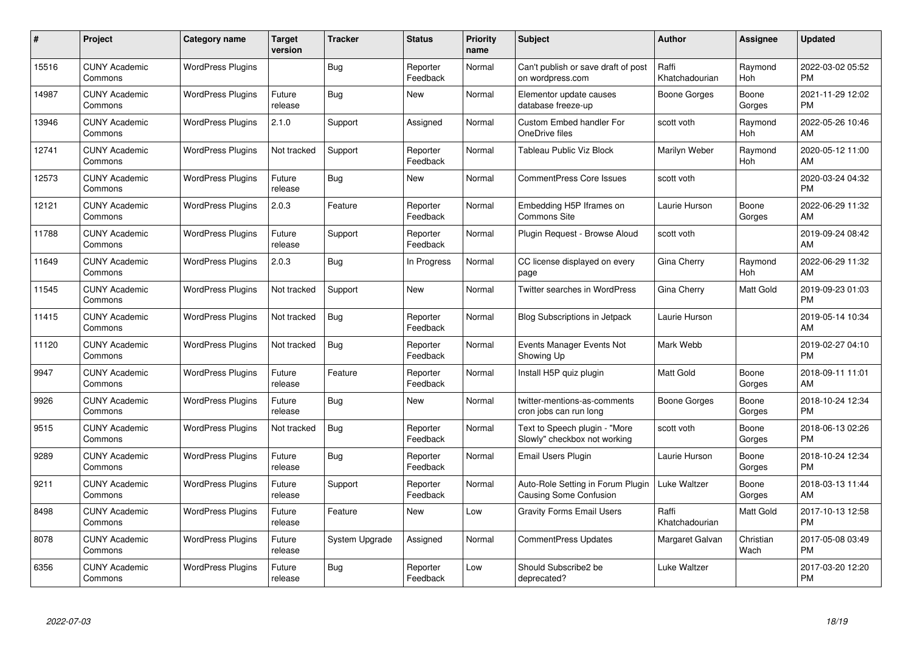| # | Project | Category name | Target version | Tracker | Status | Priority name | Subject | Author | Assignee | Updated |
|---|---|---|---|---|---|---|---|---|---|---|
| 15516 | CUNY Academic Commons | WordPress Plugins | | Bug | Reporter Feedback | Normal | Can't publish or save draft of post on wordpress.com | Raffi Khatchadourian | Raymond Hoh | 2022-03-02 05:52 PM |
| 14987 | CUNY Academic Commons | WordPress Plugins | Future release | Bug | New | Normal | Elementor update causes database freeze-up | Boone Gorges | Boone Gorges | 2021-11-29 12:02 PM |
| 13946 | CUNY Academic Commons | WordPress Plugins | 2.1.0 | Support | Assigned | Normal | Custom Embed handler For OneDrive files | scott voth | Raymond Hoh | 2022-05-26 10:46 AM |
| 12741 | CUNY Academic Commons | WordPress Plugins | Not tracked | Support | Reporter Feedback | Normal | Tableau Public Viz Block | Marilyn Weber | Raymond Hoh | 2020-05-12 11:00 AM |
| 12573 | CUNY Academic Commons | WordPress Plugins | Future release | Bug | New | Normal | CommentPress Core Issues | scott voth | | 2020-03-24 04:32 PM |
| 12121 | CUNY Academic Commons | WordPress Plugins | 2.0.3 | Feature | Reporter Feedback | Normal | Embedding H5P Iframes on Commons Site | Laurie Hurson | Boone Gorges | 2022-06-29 11:32 AM |
| 11788 | CUNY Academic Commons | WordPress Plugins | Future release | Support | Reporter Feedback | Normal | Plugin Request - Browse Aloud | scott voth | | 2019-09-24 08:42 AM |
| 11649 | CUNY Academic Commons | WordPress Plugins | 2.0.3 | Bug | In Progress | Normal | CC license displayed on every page | Gina Cherry | Raymond Hoh | 2022-06-29 11:32 AM |
| 11545 | CUNY Academic Commons | WordPress Plugins | Not tracked | Support | New | Normal | Twitter searches in WordPress | Gina Cherry | Matt Gold | 2019-09-23 01:03 PM |
| 11415 | CUNY Academic Commons | WordPress Plugins | Not tracked | Bug | Reporter Feedback | Normal | Blog Subscriptions in Jetpack | Laurie Hurson | | 2019-05-14 10:34 AM |
| 11120 | CUNY Academic Commons | WordPress Plugins | Not tracked | Bug | Reporter Feedback | Normal | Events Manager Events Not Showing Up | Mark Webb | | 2019-02-27 04:10 PM |
| 9947 | CUNY Academic Commons | WordPress Plugins | Future release | Feature | Reporter Feedback | Normal | Install H5P quiz plugin | Matt Gold | Boone Gorges | 2018-09-11 11:01 AM |
| 9926 | CUNY Academic Commons | WordPress Plugins | Future release | Bug | New | Normal | twitter-mentions-as-comments cron jobs can run long | Boone Gorges | Boone Gorges | 2018-10-24 12:34 PM |
| 9515 | CUNY Academic Commons | WordPress Plugins | Not tracked | Bug | Reporter Feedback | Normal | Text to Speech plugin - "More Slowly" checkbox not working | scott voth | Boone Gorges | 2018-06-13 02:26 PM |
| 9289 | CUNY Academic Commons | WordPress Plugins | Future release | Bug | Reporter Feedback | Normal | Email Users Plugin | Laurie Hurson | Boone Gorges | 2018-10-24 12:34 PM |
| 9211 | CUNY Academic Commons | WordPress Plugins | Future release | Support | Reporter Feedback | Normal | Auto-Role Setting in Forum Plugin Causing Some Confusion | Luke Waltzer | Boone Gorges | 2018-03-13 11:44 AM |
| 8498 | CUNY Academic Commons | WordPress Plugins | Future release | Feature | New | Low | Gravity Forms Email Users | Raffi Khatchadourian | Matt Gold | 2017-10-13 12:58 PM |
| 8078 | CUNY Academic Commons | WordPress Plugins | Future release | System Upgrade | Assigned | Normal | CommentPress Updates | Margaret Galvan | Christian Wach | 2017-05-08 03:49 PM |
| 6356 | CUNY Academic Commons | WordPress Plugins | Future release | Bug | Reporter Feedback | Low | Should Subscribe2 be deprecated? | Luke Waltzer | | 2017-03-20 12:20 PM |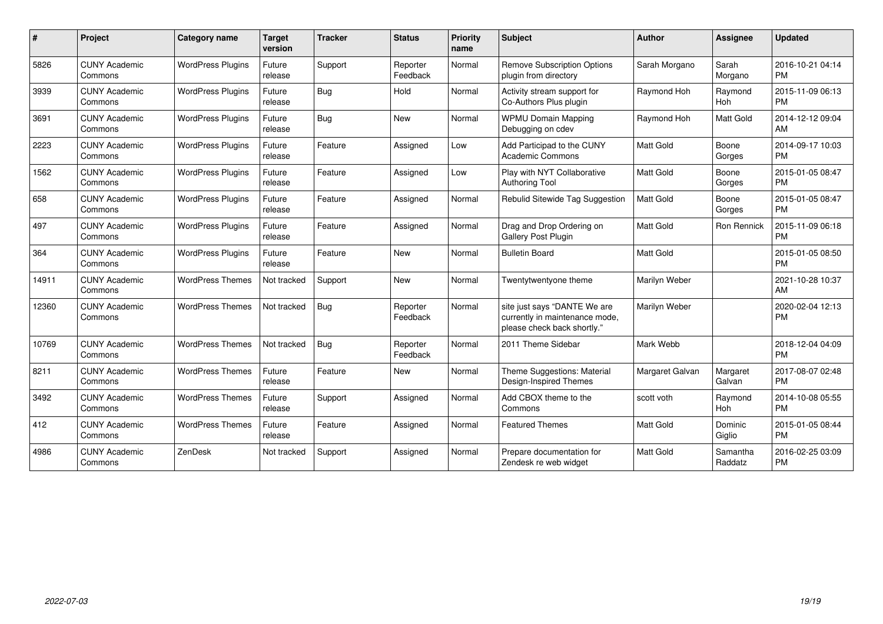| # | Project | Category name | Target version | Tracker | Status | Priority name | Subject | Author | Assignee | Updated |
|---|---|---|---|---|---|---|---|---|---|---|
| 5826 | CUNY Academic Commons | WordPress Plugins | Future release | Support | Reporter Feedback | Normal | Remove Subscription Options plugin from directory | Sarah Morgano | Sarah Morgano | 2016-10-21 04:14 PM |
| 3939 | CUNY Academic Commons | WordPress Plugins | Future release | Bug | Hold | Normal | Activity stream support for Co-Authors Plus plugin | Raymond Hoh | Raymond Hoh | 2015-11-09 06:13 PM |
| 3691 | CUNY Academic Commons | WordPress Plugins | Future release | Bug | New | Normal | WPMU Domain Mapping Debugging on cdev | Raymond Hoh | Matt Gold | 2014-12-12 09:04 AM |
| 2223 | CUNY Academic Commons | WordPress Plugins | Future release | Feature | Assigned | Low | Add Participad to the CUNY Academic Commons | Matt Gold | Boone Gorges | 2014-09-17 10:03 PM |
| 1562 | CUNY Academic Commons | WordPress Plugins | Future release | Feature | Assigned | Low | Play with NYT Collaborative Authoring Tool | Matt Gold | Boone Gorges | 2015-01-05 08:47 PM |
| 658 | CUNY Academic Commons | WordPress Plugins | Future release | Feature | Assigned | Normal | Rebulid Sitewide Tag Suggestion | Matt Gold | Boone Gorges | 2015-01-05 08:47 PM |
| 497 | CUNY Academic Commons | WordPress Plugins | Future release | Feature | Assigned | Normal | Drag and Drop Ordering on Gallery Post Plugin | Matt Gold | Ron Rennick | 2015-11-09 06:18 PM |
| 364 | CUNY Academic Commons | WordPress Plugins | Future release | Feature | New | Normal | Bulletin Board | Matt Gold | | 2015-01-05 08:50 PM |
| 14911 | CUNY Academic Commons | WordPress Themes | Not tracked | Support | New | Normal | Twentytwentyone theme | Marilyn Weber | | 2021-10-28 10:37 AM |
| 12360 | CUNY Academic Commons | WordPress Themes | Not tracked | Bug | Reporter Feedback | Normal | site just says "DANTE We are currently in maintenance mode, please check back shortly." | Marilyn Weber | | 2020-02-04 12:13 PM |
| 10769 | CUNY Academic Commons | WordPress Themes | Not tracked | Bug | Reporter Feedback | Normal | 2011 Theme Sidebar | Mark Webb | | 2018-12-04 04:09 PM |
| 8211 | CUNY Academic Commons | WordPress Themes | Future release | Feature | New | Normal | Theme Suggestions: Material Design-Inspired Themes | Margaret Galvan | Margaret Galvan | 2017-08-07 02:48 PM |
| 3492 | CUNY Academic Commons | WordPress Themes | Future release | Support | Assigned | Normal | Add CBOX theme to the Commons | scott voth | Raymond Hoh | 2014-10-08 05:55 PM |
| 412 | CUNY Academic Commons | WordPress Themes | Future release | Feature | Assigned | Normal | Featured Themes | Matt Gold | Dominic Giglio | 2015-01-05 08:44 PM |
| 4986 | CUNY Academic Commons | ZenDesk | Not tracked | Support | Assigned | Normal | Prepare documentation for Zendesk re web widget | Matt Gold | Samantha Raddatz | 2016-02-25 03:09 PM |